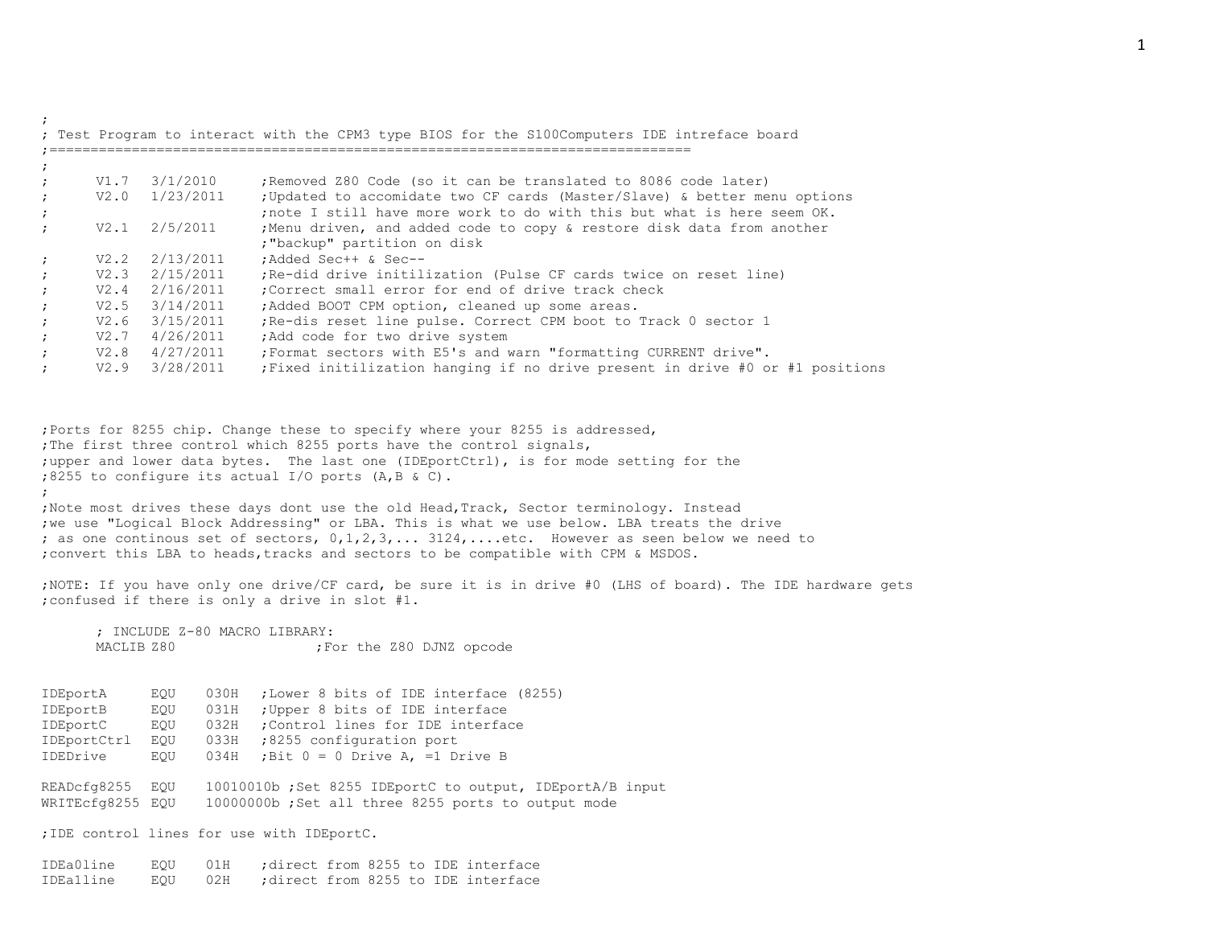```
;
; Test Program to interact with the CPM3 type BIOS for the S100Computers IDE intreface board
;==============================================================================
;
;      V1.7  3/1/2010      ;Removed Z80 Code (so it can be translated to 8086 code later)
;      V2.0  1/23/2011     ;Updated to accomidate two CF cards (Master/Slave) & better menu options
;                          ;note I still have more work to do with this but what is here seem OK.
;      V2.1  2/5/2011      ;Menu driven, and added code to copy & restore disk data from another
;                          ;"backup" partition on disk
;      V2.2  2/13/2011     ;Added Sec++ & Sec--
;      V2.3  2/15/2011     ;Re-did drive initilization (Pulse CF cards twice on reset line)
;      V2.4  2/16/2011     ;Correct small error for end of drive track check
;      V2.5  3/14/2011     ;Added BOOT CPM option, cleaned up some areas.
;      V2.6  3/15/2011     ;Re-dis reset line pulse. Correct CPM boot to Track 0 sector 1
;      V2.7  4/26/2011     ;Add code for two drive system
;      V2.8  4/27/2011     ;Format sectors with E5's and warn "formatting CURRENT drive".
;      V2.9  3/28/2011     ;Fixed initilization hanging if no drive present in drive #0 or #1 positions


;Ports for 8255 chip. Change these to specify where your 8255 is addressed,
;The first three control which 8255 ports have the control signals,
;upper and lower data bytes.  The last one (IDEportCtrl), is for mode setting for the
;8255 to configure its actual I/O ports (A,B & C).
;
;Note most drives these days dont use the old Head,Track, Sector terminology. Instead
;we use "Logical Block Addressing" or LBA. This is what we use below. LBA treats the drive
; as one continous set of sectors, 0,1,2,3,... 3124,....etc.  However as seen below we need to
;convert this LBA to heads,tracks and sectors to be compatible with CPM & MSDOS.

;NOTE: If you have only one drive/CF card, be sure it is in drive #0 (LHS of board). The IDE hardware gets
;confused if there is only a drive in slot #1.

       ; INCLUDE Z-80 MACRO LIBRARY:
       MACLIB Z80                 ;For the Z80 DJNZ opcode


IDEportA      EQU    030H   ;Lower 8 bits of IDE interface (8255)
IDEportB      EQU    031H   ;Upper 8 bits of IDE interface
IDEportC      EQU    032H   ;Control lines for IDE interface
IDEportCtrl   EQU    033H   ;8255 configuration port
IDEDrive      EQU    034H   ;Bit 0 = 0 Drive A, =1 Drive B

READcfg8255   EQU    10010010b ;Set 8255 IDEportC to output, IDEportA/B input
WRITEcfg8255  EQU    10000000b ;Set all three 8255 ports to output mode

;IDE control lines for use with IDEportC.

IDEa0line     EQU    01H    ;direct from 8255 to IDE interface
IDEa1line     EQU    02H    ;direct from 8255 to IDE interface
```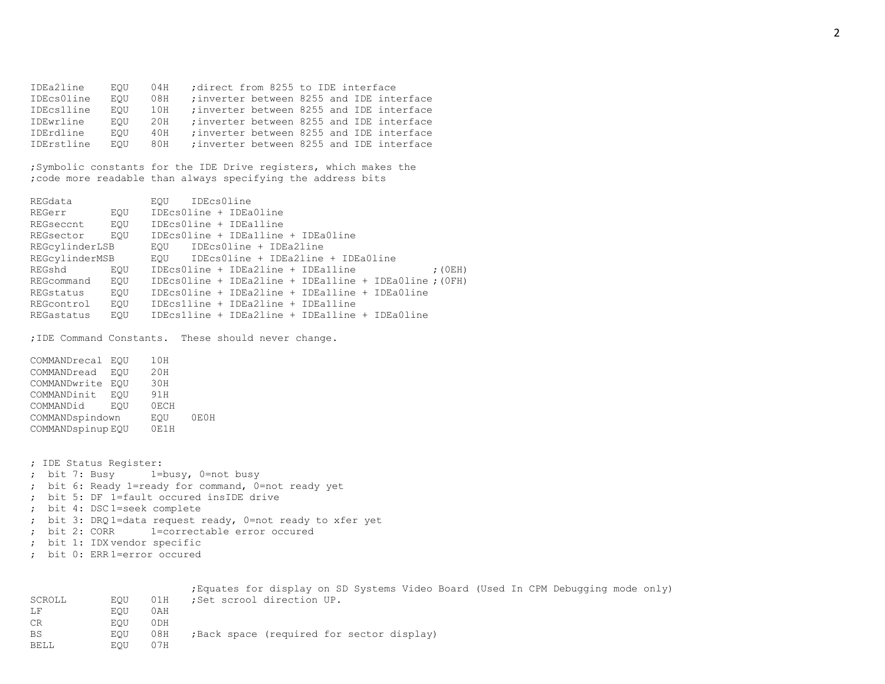```
IDEa2line     EQU    04H    ;direct from 8255 to IDE interface
IDEcs0line    EQU    08H    ;inverter between 8255 and IDE interface
IDEcs1line    EQU    10H    ;inverter between 8255 and IDE interface
IDEwrline     EQU    20H    ;inverter between 8255 and IDE interface
IDErdline     EQU    40H    ;inverter between 8255 and IDE interface
IDErstline    EQU    80H    ;inverter between 8255 and IDE interface

;Symbolic constants for the IDE Drive registers, which makes the
;code more readable than always specifying the address bits

REGdata             EQU    IDEcs0line
REGerr        EQU    IDEcs0line + IDEa0line
REGseccnt     EQU    IDEcs0line + IDEa1line
REGsector     EQU    IDEcs0line + IDEa1line + IDEa0line
REGcylinderLSB      EQU    IDEcs0line + IDEa2line
REGcylinderMSB      EQU    IDEcs0line + IDEa2line + IDEa0line
REGshd        EQU    IDEcs0line + IDEa2line + IDEa1line             ;(0EH)
REGcommand    EQU    IDEcs0line + IDEa2line + IDEa1line + IDEa0line ;(0FH)
REGstatus     EQU    IDEcs0line + IDEa2line + IDEa1line + IDEa0line
REGcontrol    EQU    IDEcs1line + IDEa2line + IDEa1line
REGastatus    EQU    IDEcs1line + IDEa2line + IDEa1line + IDEa0line

;IDE Command Constants.  These should never change.

COMMANDrecal  EQU    10H
COMMANDread   EQU    20H
COMMANDwrite  EQU    30H
COMMANDinit   EQU    91H
COMMANDid     EQU    0ECH
COMMANDspindown     EQU    0E0H
COMMANDspinup EQU    0E1H


; IDE Status Register:
;  bit 7: Busy      1=busy, 0=not busy
;  bit 6: Ready 1=ready for command, 0=not ready yet
;  bit 5: DF  1=fault occured insIDE drive
;  bit 4: DSC 1=seek complete
;  bit 3: DRQ 1=data request ready, 0=not ready to xfer yet
;  bit 2: CORR      1=correctable error occured
;  bit 1: IDX vendor specific
;  bit 0: ERR 1=error occured


                          ;Equates for display on SD Systems Video Board (Used In CPM Debugging mode only)
SCROLL        EQU    01H    ;Set scrool direction UP.
LF            EQU    0AH
CR            EQU    0DH
BS            EQU    08H    ;Back space (required for sector display)
BELL          EQU    07H
```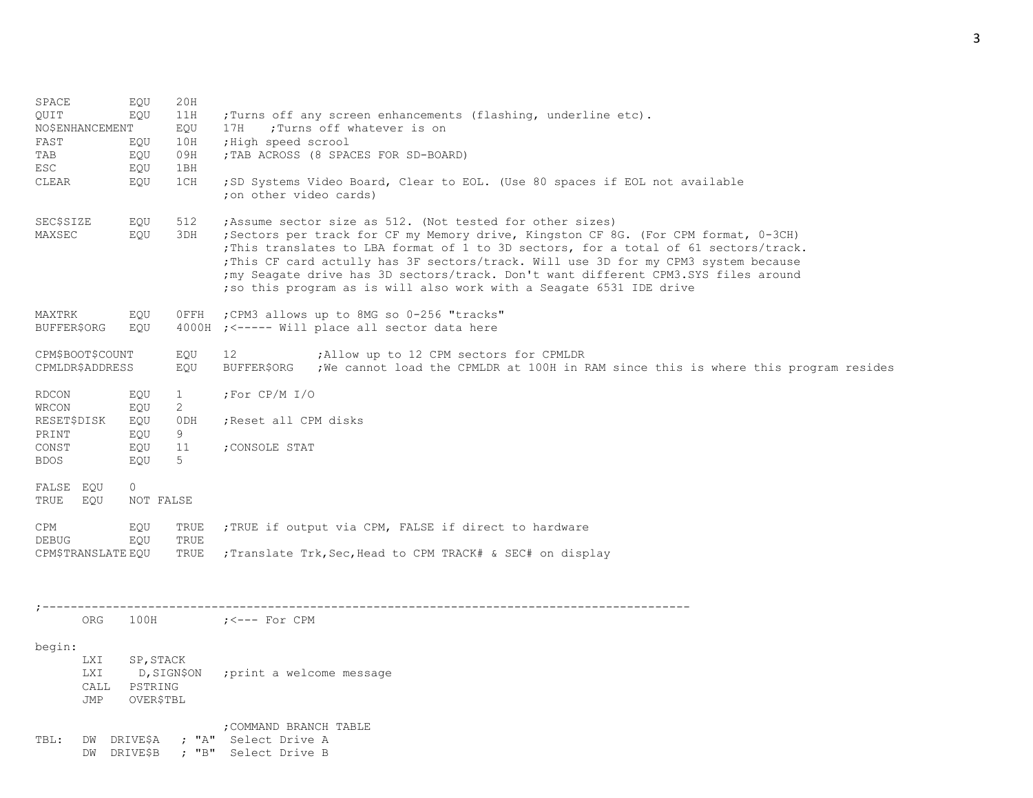```
SPACE          EQU    20H
QUIT           EQU    11H    ;Turns off any screen enhancements (flashing, underline etc).
NO$ENHANCEMENT        EQU    17H    ;Turns off whatever is on
FAST           EQU    10H    ;High speed scrool
TAB            EQU    09H    ;TAB ACROSS (8 SPACES FOR SD-BOARD)
ESC            EQU    1BH
CLEAR          EQU    1CH    ;SD Systems Video Board, Clear to EOL. (Use 80 spaces if EOL not available
                             ;on other video cards)

SEC$SIZE       EQU    512    ;Assume sector size as 512. (Not tested for other sizes)
MAXSEC         EQU    3DH    ;Sectors per track for CF my Memory drive, Kingston CF 8G. (For CPM format, 0-3CH)
                             ;This translates to LBA format of 1 to 3D sectors, for a total of 61 sectors/track.
                             ;This CF card actully has 3F sectors/track. Will use 3D for my CPM3 system because
                             ;my Seagate drive has 3D sectors/track. Don't want different CPM3.SYS files around
                             ;so this program as is will also work with a Seagate 6531 IDE drive

MAXTRK         EQU    0FFH   ;CPM3 allows up to 8MG so 0-256 "tracks"
BUFFER$ORG     EQU    4000H  ;<----- Will place all sector data here

CPM$BOOT$COUNT        EQU    12           ;Allow up to 12 CPM sectors for CPMLDR
CPMLDR$ADDRESS        EQU    BUFFER$ORG   ;We cannot load the CPMLDR at 100H in RAM since this is where this program resides

RDCON          EQU    1      ;For CP/M I/O
WRCON          EQU    2
RESET$DISK     EQU    0DH    ;Reset all CPM disks
PRINT          EQU    9
CONST          EQU    11     ;CONSOLE STAT
BDOS           EQU    5

FALSE  EQU    0
TRUE   EQU    NOT FALSE

CPM            EQU    TRUE   ;TRUE if output via CPM, FALSE if direct to hardware
DEBUG          EQU    TRUE
CPM$TRANSLATE EQU     TRUE   ;Translate Trk,Sec,Head to CPM TRACK# & SEC# on display


;----------------------------------------------------------------------------------------------
        ORG    100H          ;<--- For CPM

begin:
        LXI    SP,STACK
        LXI     D,SIGN$ON    ;print a welcome message
        CALL   PSTRING
        JMP    OVER$TBL

                             ;COMMAND BRANCH TABLE
TBL:    DW  DRIVE$A    ; "A"  Select Drive A
        DW  DRIVE$B    ; "B"  Select Drive B
```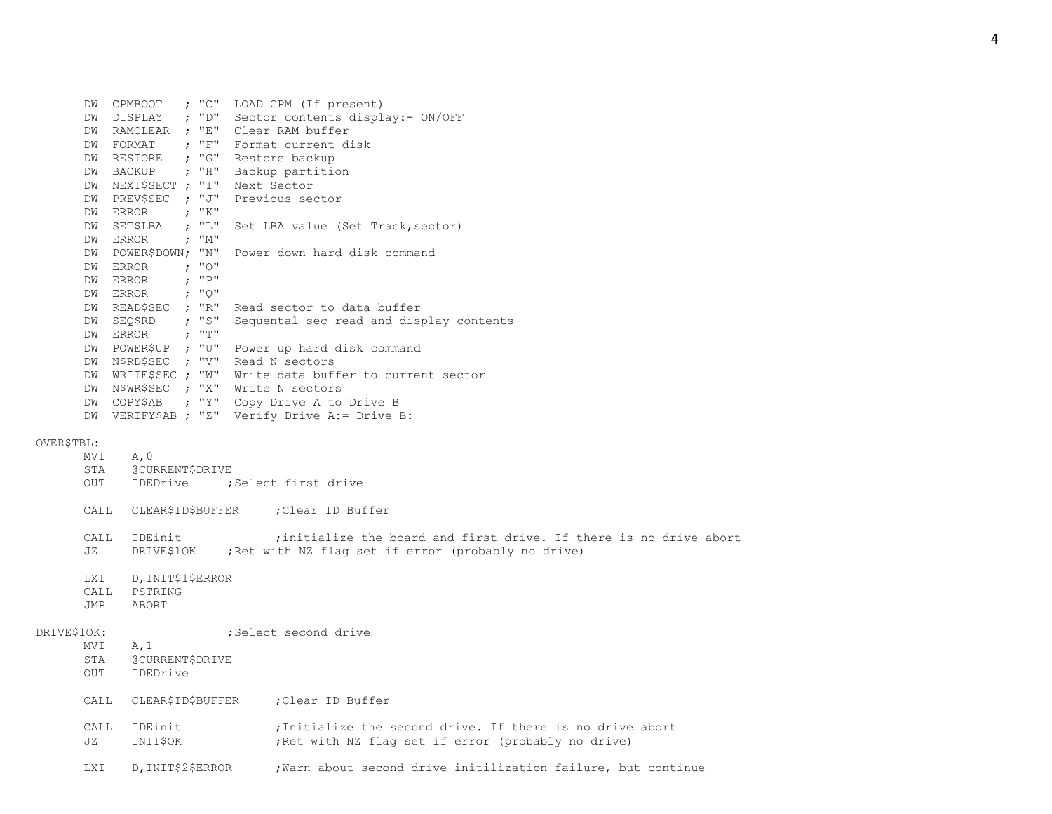```
        DW  CPMBOOT   ; "C"  LOAD CPM (If present)
        DW  DISPLAY   ; "D"  Sector contents display:- ON/OFF
        DW  RAMCLEAR  ; "E"  Clear RAM buffer
        DW  FORMAT    ; "F"  Format current disk
        DW  RESTORE   ; "G"  Restore backup
        DW  BACKUP    ; "H"  Backup partition
        DW  NEXT$SECT ; "I"  Next Sector
        DW  PREV$SEC  ; "J"  Previous sector
        DW  ERROR     ; "K"
        DW  SET$LBA   ; "L"  Set LBA value (Set Track,sector)
        DW  ERROR     ; "M"
        DW  POWER$DOWN; "N"  Power down hard disk command
        DW  ERROR     ; "O"
        DW  ERROR     ; "P"
        DW  ERROR     ; "Q"
        DW  READ$SEC  ; "R"  Read sector to data buffer
        DW  SEQ$RD    ; "S"  Sequental sec read and display contents
        DW  ERROR     ; "T"
        DW  POWER$UP  ; "U"  Power up hard disk command
        DW  N$RD$SEC  ; "V"  Read N sectors
        DW  WRITE$SEC ; "W"  Write data buffer to current sector
        DW  N$WR$SEC  ; "X"  Write N sectors
        DW  COPY$AB   ; "Y"  Copy Drive A to Drive B
        DW  VERIFY$AB ; "Z"  Verify Drive A:= Drive B:

OVER$TBL:
        MVI    A,0
        STA    @CURRENT$DRIVE
        OUT    IDEDrive     ;Select first drive

        CALL   CLEAR$ID$BUFFER     ;Clear ID Buffer

        CALL   IDEinit             ;initialize the board and first drive. If there is no drive abort
        JZ     DRIVE$1OK    ;Ret with NZ flag set if error (probably no drive)

        LXI    D,INIT$1$ERROR
        CALL   PSTRING
        JMP    ABORT

DRIVE$1OK:                  ;Select second drive
        MVI    A,1
        STA    @CURRENT$DRIVE
        OUT    IDEDrive

        CALL   CLEAR$ID$BUFFER     ;Clear ID Buffer

        CALL   IDEinit             ;Initialize the second drive. If there is no drive abort
        JZ     INIT$OK             ;Ret with NZ flag set if error (probably no drive)

        LXI    D,INIT$2$ERROR      ;Warn about second drive initilization failure, but continue
```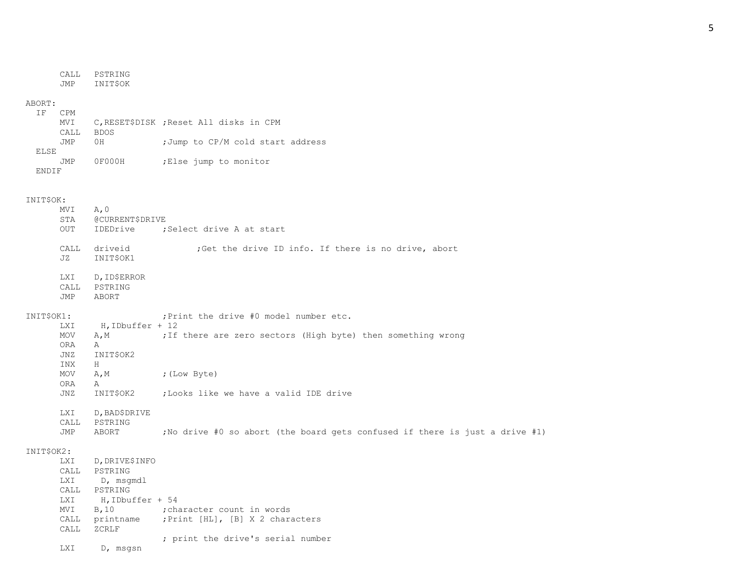```
      CALL   PSTRING
      JMP    INIT$OK

ABORT:
  IF   CPM
      MVI    C,RESET$DISK ;Reset All disks in CPM
      CALL   BDOS
      JMP    0H           ;Jump to CP/M cold start address
  ELSE
      JMP    0F000H       ;Else jump to monitor
  ENDIF


INIT$OK:
      MVI    A,0
      STA    @CURRENT$DRIVE
      OUT    IDEDrive     ;Select drive A at start

      CALL   driveid             ;Get the drive ID info. If there is no drive, abort
      JZ     INIT$OK1

      LXI    D,ID$ERROR
      CALL   PSTRING
      JMP    ABORT

INIT$OK1:                  ;Print the drive #0 model number etc.
      LXI     H,IDbuffer + 12
      MOV    A,M          ;If there are zero sectors (High byte) then something wrong
      ORA    A
      JNZ    INIT$OK2
      INX    H
      MOV    A,M          ;(Low Byte)
      ORA    A
      JNZ    INIT$OK2     ;Looks like we have a valid IDE drive

      LXI    D,BAD$DRIVE
      CALL   PSTRING
      JMP    ABORT        ;No drive #0 so abort (the board gets confused if there is just a drive #1)

INIT$OK2:
      LXI    D,DRIVE$INFO
      CALL   PSTRING
      LXI     D, msgmdl
      CALL   PSTRING
      LXI     H,IDbuffer + 54
      MVI    B,10         ;character count in words
      CALL   printname    ;Print [HL], [B] X 2 characters
      CALL   ZCRLF
                          ; print the drive's serial number
      LXI     D, msgsn
```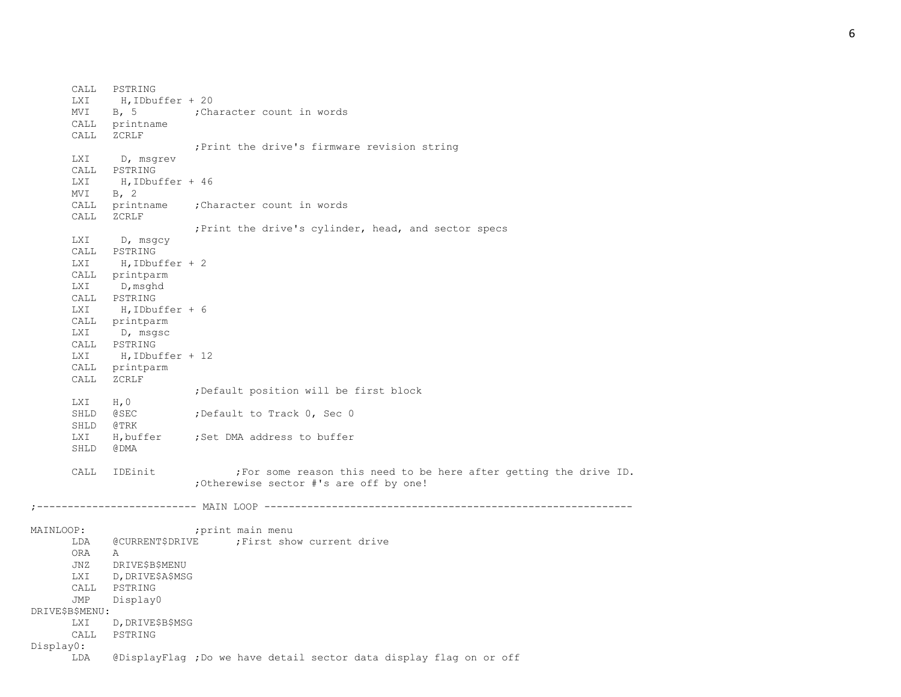```
	CALL	PSTRING
	LXI	H,IDbuffer + 20
	MVI	B, 5		;Character count in words
	CALL	printname
	CALL	ZCRLF
				;Print the drive's firmware revision string
	LXI	D, msgrev
	CALL	PSTRING
	LXI	H,IDbuffer + 46
	MVI	B, 2
	CALL	printname	;Character count in words
	CALL	ZCRLF
				;Print the drive's cylinder, head, and sector specs
	LXI	D, msgcy
	CALL	PSTRING
	LXI	H,IDbuffer + 2
	CALL	printparm
	LXI	D,msghd
	CALL	PSTRING
	LXI	H,IDbuffer + 6
	CALL	printparm
	LXI	D, msgsc
	CALL	PSTRING
	LXI	H,IDbuffer + 12
	CALL	printparm
	CALL	ZCRLF
				;Default position will be first block
	LXI	H,0
	SHLD	@SEC		;Default to Track 0, Sec 0
	SHLD	@TRK
	LXI	H,buffer	;Set DMA address to buffer
	SHLD	@DMA

	CALL	IDEinit			;For some reason this need to be here after getting the drive ID.
				;Otherewise sector #'s are off by one!

;------------------------- MAIN LOOP ---------------------------------------------------------

MAINLOOP:			;print main menu
	LDA	@CURRENT$DRIVE		;First show current drive
	ORA	A
	JNZ	DRIVE$B$MENU
	LXI	D,DRIVE$A$MSG
	CALL	PSTRING
	JMP	Display0
DRIVE$B$MENU:
	LXI	D,DRIVE$B$MSG
	CALL	PSTRING
Display0:
	LDA	@DisplayFlag ;Do we have detail sector data display flag on or off
```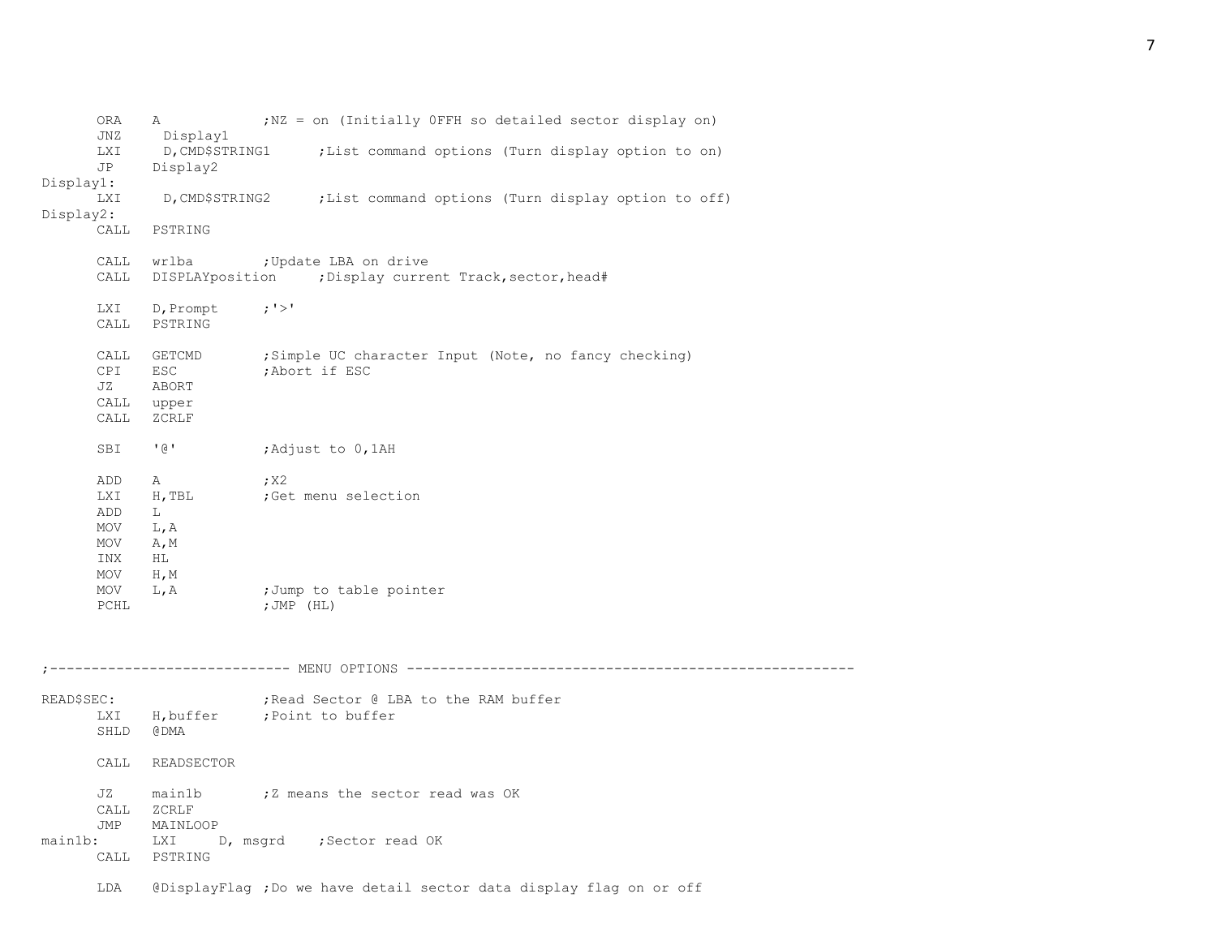```
      ORA    A            ;NZ = on (Initially 0FFH so detailed sector display on)
      JNZ     Display1
      LXI     D,CMD$STRING1      ;List command options (Turn display option to on)
      JP     Display2
Display1:
      LXI     D,CMD$STRING2      ;List command options (Turn display option to off)
Display2:
      CALL   PSTRING

      CALL   wrlba        ;Update LBA on drive
      CALL   DISPLAYposition     ;Display current Track,sector,head#

      LXI    D,Prompt     ;'>'
      CALL   PSTRING

      CALL   GETCMD       ;Simple UC character Input (Note, no fancy checking)
      CPI    ESC          ;Abort if ESC
      JZ     ABORT
      CALL   upper
      CALL   ZCRLF

      SBI    '@'          ;Adjust to 0,1AH

      ADD    A            ;X2
      LXI    H,TBL        ;Get menu selection
      ADD    L
      MOV    L,A
      MOV    A,M
      INX    HL
      MOV    H,M
      MOV    L,A          ;Jump to table pointer
      PCHL                ;JMP (HL)



;----------------------------- MENU OPTIONS -----------------------------------------------------

READ$SEC:                 ;Read Sector @ LBA to the RAM buffer
      LXI    H,buffer     ;Point to buffer
      SHLD   @DMA

      CALL   READSECTOR

      JZ     main1b       ;Z means the sector read was OK
      CALL   ZCRLF
      JMP    MAINLOOP
main1b:      LXI     D, msgrd    ;Sector read OK
      CALL   PSTRING

      LDA    @DisplayFlag ;Do we have detail sector data display flag on or off
```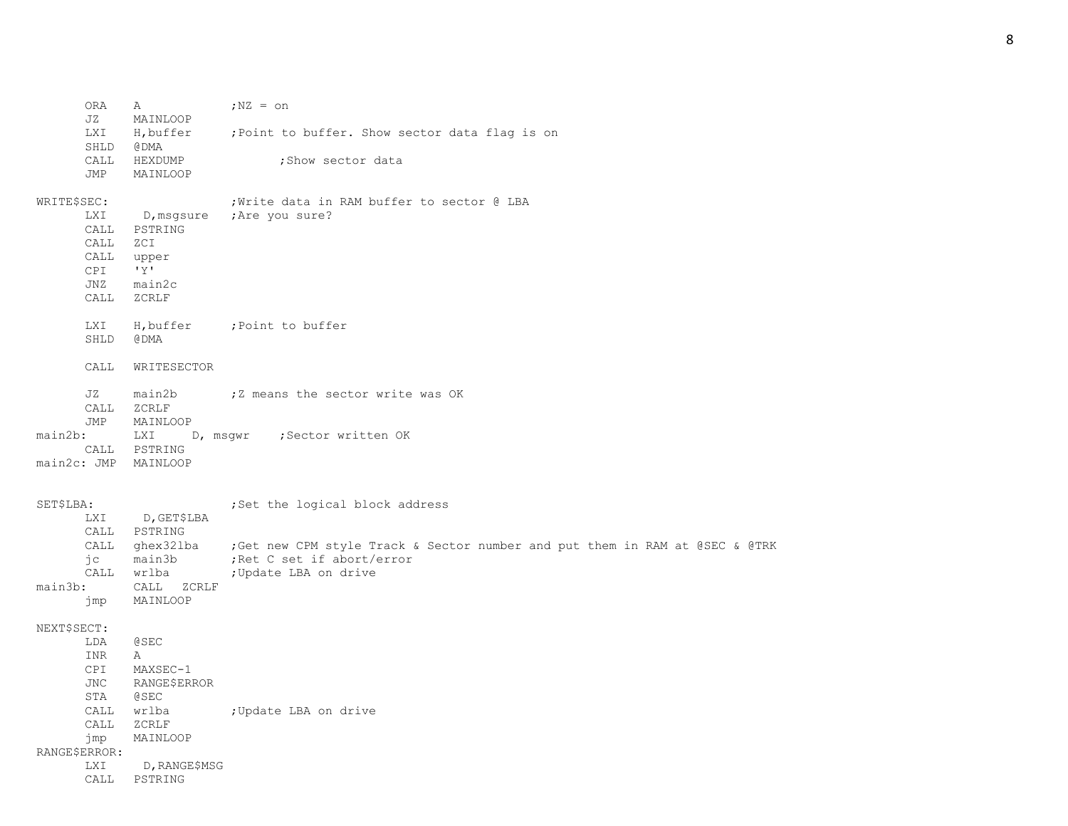```
        ORA     A               ;NZ = on
        JZ      MAINLOOP
        LXI     H,buffer        ;Point to buffer. Show sector data flag is on
        SHLD    @DMA
        CALL    HEXDUMP                 ;Show sector data
        JMP     MAINLOOP

WRITE$SEC:                      ;Write data in RAM buffer to sector @ LBA
        LXI      D,msgsure      ;Are you sure?
        CALL    PSTRING
        CALL    ZCI
        CALL    upper
        CPI     'Y'
        JNZ     main2c
        CALL    ZCRLF

        LXI     H,buffer        ;Point to buffer
        SHLD    @DMA

        CALL    WRITESECTOR

        JZ      main2b          ;Z means the sector write was OK
        CALL    ZCRLF
        JMP     MAINLOOP
main2b:         LXI     D, msgwr    ;Sector written OK
        CALL    PSTRING
main2c: JMP     MAINLOOP


SET$LBA:                        ;Set the logical block address
        LXI      D,GET$LBA
        CALL    PSTRING
        CALL    ghex32lba       ;Get new CPM style Track & Sector number and put them in RAM at @SEC & @TRK
        jc      main3b          ;Ret C set if abort/error
        CALL    wrlba           ;Update LBA on drive
main3b:         CALL    ZCRLF
        jmp     MAINLOOP

NEXT$SECT:
        LDA     @SEC
        INR     A
        CPI     MAXSEC-1
        JNC     RANGE$ERROR
        STA     @SEC
        CALL    wrlba           ;Update LBA on drive
        CALL    ZCRLF
        jmp     MAINLOOP
RANGE$ERROR:
        LXI      D,RANGE$MSG
        CALL    PSTRING
```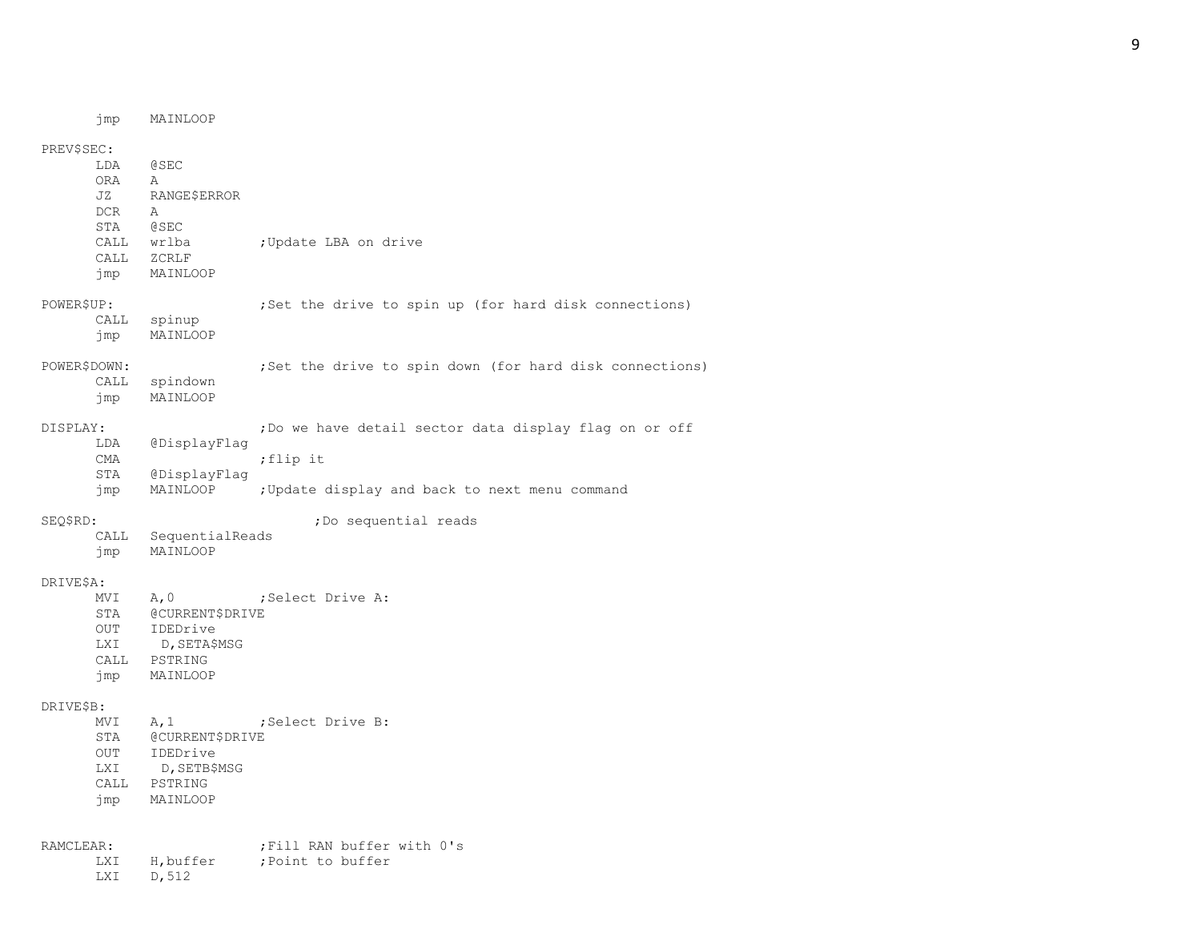```
	jmp	MAINLOOP

PREV$SEC:
	LDA	@SEC
	ORA	A
	JZ	RANGE$ERROR
	DCR	A
	STA	@SEC
	CALL	wrlba		;Update LBA on drive
	CALL	ZCRLF
	jmp	MAINLOOP

POWER$UP:			;Set the drive to spin up (for hard disk connections)
	CALL	spinup
	jmp	MAINLOOP

POWER$DOWN:			;Set the drive to spin down (for hard disk connections)
	CALL	spindown
	jmp	MAINLOOP

DISPLAY:			;Do we have detail sector data display flag on or off
	LDA	@DisplayFlag
	CMA			;flip it
	STA	@DisplayFlag
	jmp	MAINLOOP	;Update display and back to next menu command

SEQ$RD:					;Do sequential reads
	CALL	SequentialReads
	jmp	MAINLOOP

DRIVE$A:
	MVI	A,0		;Select Drive A:
	STA	@CURRENT$DRIVE
	OUT	IDEDrive
	LXI	 D,SETA$MSG
	CALL	PSTRING
	jmp	MAINLOOP

DRIVE$B:
	MVI	A,1		;Select Drive B:
	STA	@CURRENT$DRIVE
	OUT	IDEDrive
	LXI	 D,SETB$MSG
	CALL	PSTRING
	jmp	MAINLOOP


RAMCLEAR:			;Fill RAN buffer with 0's
	LXI	H,buffer	;Point to buffer
	LXI	D,512
```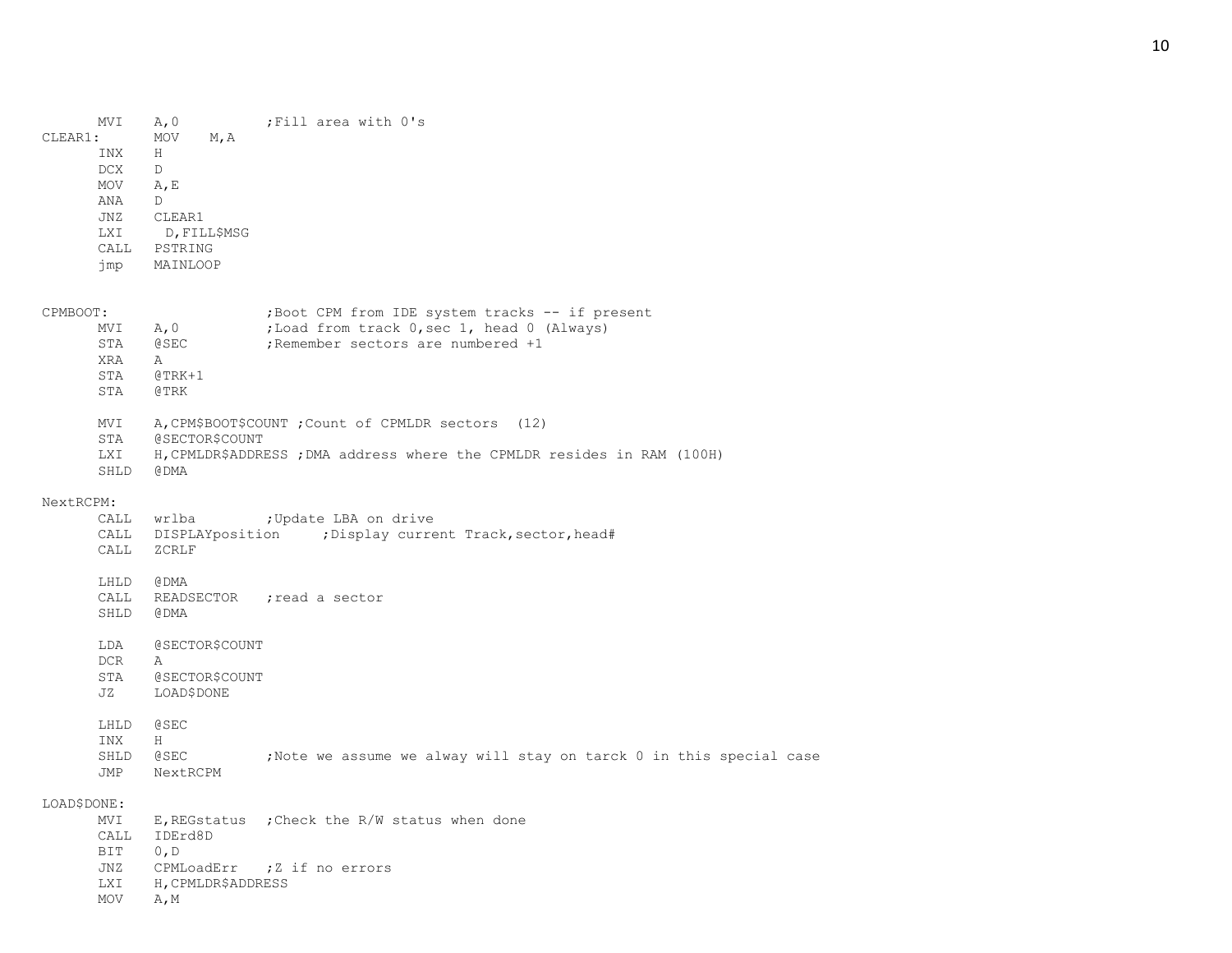```
        MVI     A,0             ;Fill area with 0's
CLEAR1: MOV     M,A
        INX     H
        DCX     D
        MOV     A,E
        ANA     D
        JNZ     CLEAR1
        LXI      D,FILL$MSG
        CALL    PSTRING
        jmp     MAINLOOP


CPMBOOT:                        ;Boot CPM from IDE system tracks -- if present
        MVI     A,0             ;Load from track 0,sec 1, head 0 (Always)
        STA     @SEC            ;Remember sectors are numbered +1
        XRA     A
        STA     @TRK+1
        STA     @TRK

        MVI     A,CPM$BOOT$COUNT ;Count of CPMLDR sectors  (12)
        STA     @SECTOR$COUNT
        LXI     H,CPMLDR$ADDRESS ;DMA address where the CPMLDR resides in RAM (100H)
        SHLD    @DMA

NextRCPM:
        CALL    wrlba           ;Update LBA on drive
        CALL    DISPLAYposition      ;Display current Track,sector,head#
        CALL    ZCRLF

        LHLD    @DMA
        CALL    READSECTOR      ;read a sector
        SHLD    @DMA

        LDA     @SECTOR$COUNT
        DCR     A
        STA     @SECTOR$COUNT
        JZ      LOAD$DONE

        LHLD    @SEC
        INX     H
        SHLD    @SEC            ;Note we assume we alway will stay on tarck 0 in this special case
        JMP     NextRCPM

LOAD$DONE:
        MVI     E,REGstatus     ;Check the R/W status when done
        CALL    IDErd8D
        BIT     0,D
        JNZ     CPMLoadErr      ;Z if no errors
        LXI     H,CPMLDR$ADDRESS
        MOV     A,M
```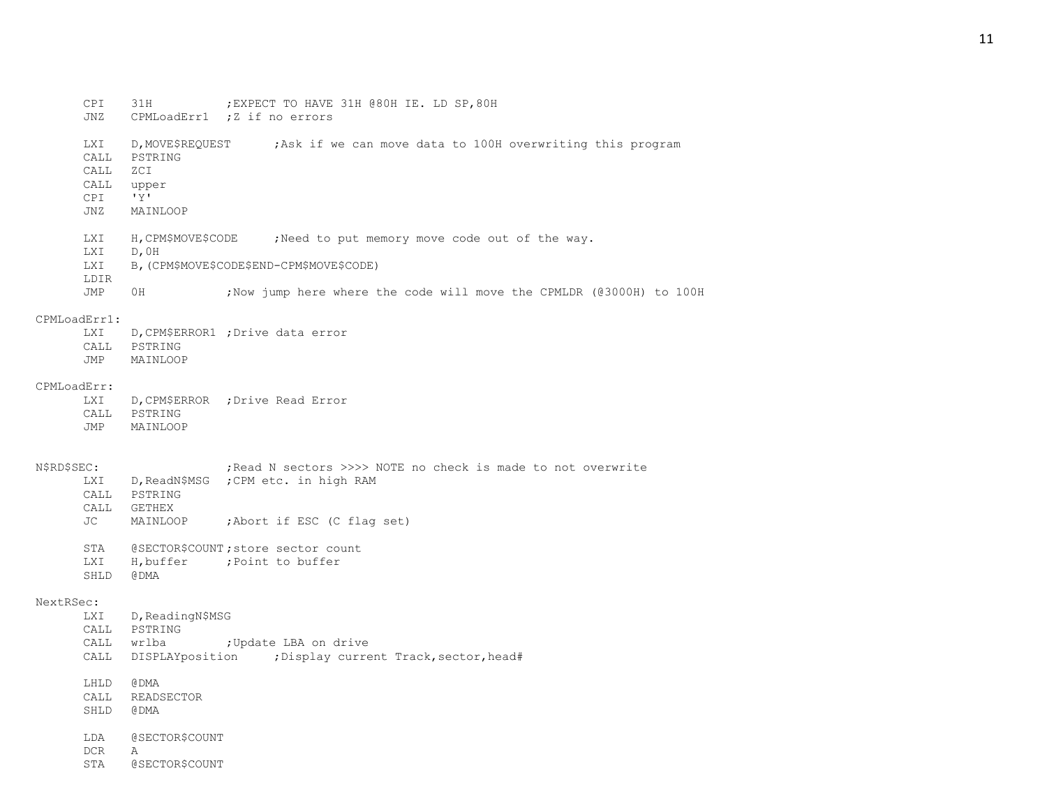```
        CPI     31H             ;EXPECT TO HAVE 31H @80H IE. LD SP,80H
        JNZ     CPMLoadErr1     ;Z if no errors

        LXI     D,MOVE$REQUEST          ;Ask if we can move data to 100H overwriting this program
        CALL    PSTRING
        CALL    ZCI
        CALL    upper
        CPI     'Y'
        JNZ     MAINLOOP

        LXI     H,CPM$MOVE$CODE         ;Need to put memory move code out of the way.
        LXI     D,0H
        LXI     B,(CPM$MOVE$CODE$END-CPM$MOVE$CODE)
        LDIR
        JMP     0H              ;Now jump here where the code will move the CPMLDR (@3000H) to 100H

CPMLoadErr1:
        LXI     D,CPM$ERROR1    ;Drive data error
        CALL    PSTRING
        JMP     MAINLOOP

CPMLoadErr:
        LXI     D,CPM$ERROR     ;Drive Read Error
        CALL    PSTRING
        JMP     MAINLOOP


N$RD$SEC:                       ;Read N sectors >>>> NOTE no check is made to not overwrite
        LXI     D,ReadN$MSG     ;CPM etc. in high RAM
        CALL    PSTRING
        CALL    GETHEX
        JC      MAINLOOP        ;Abort if ESC (C flag set)

        STA     @SECTOR$COUNT   ;store sector count
        LXI     H,buffer        ;Point to buffer
        SHLD    @DMA

NextRSec:
        LXI     D,ReadingN$MSG
        CALL    PSTRING
        CALL    wrlba           ;Update LBA on drive
        CALL    DISPLAYposition         ;Display current Track,sector,head#

        LHLD    @DMA
        CALL    READSECTOR
        SHLD    @DMA

        LDA     @SECTOR$COUNT
        DCR     A
        STA     @SECTOR$COUNT
```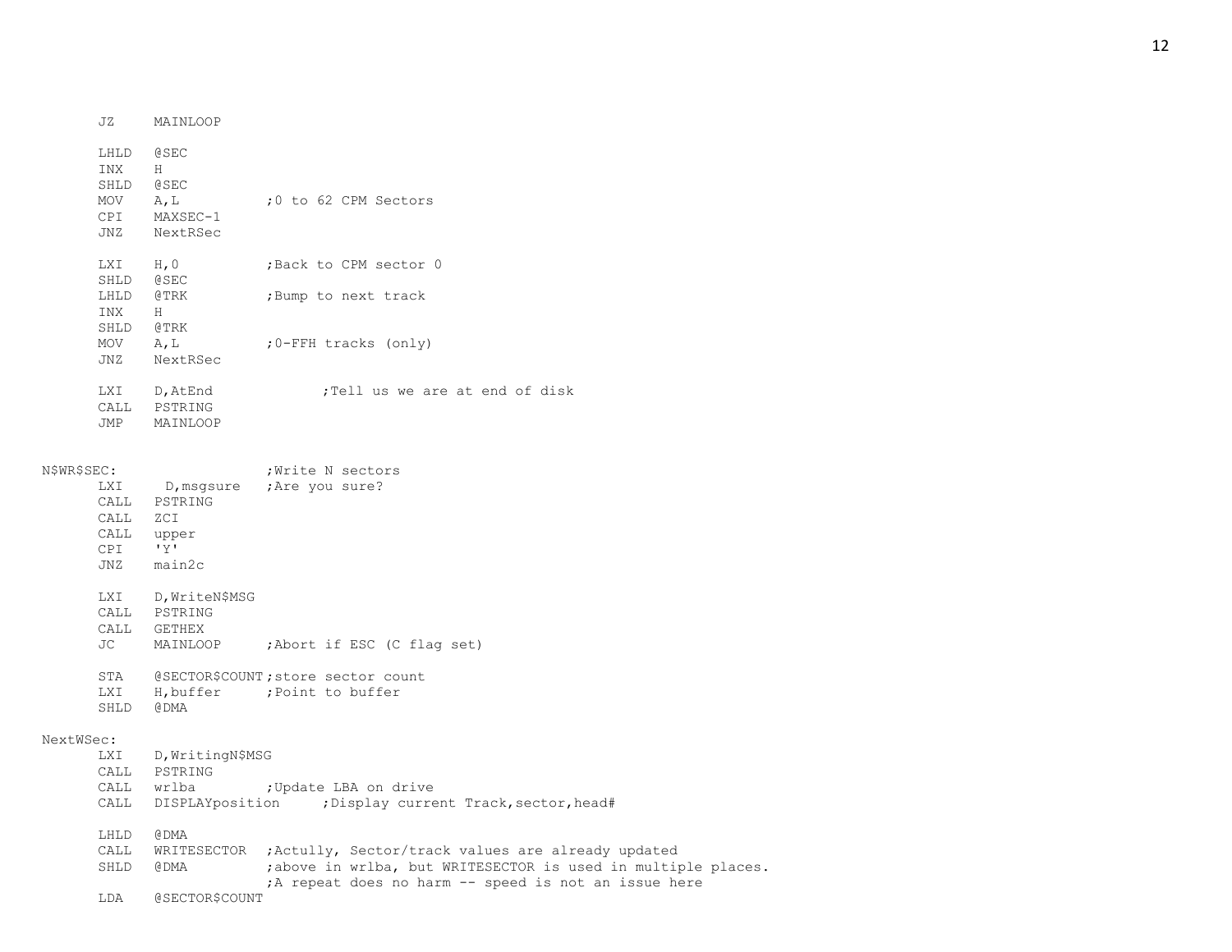```
        JZ      MAINLOOP

        LHLD    @SEC
        INX     H
        SHLD    @SEC
        MOV     A,L             ;0 to 62 CPM Sectors
        CPI     MAXSEC-1
        JNZ     NextRSec

        LXI     H,0             ;Back to CPM sector 0
        SHLD    @SEC
        LHLD    @TRK            ;Bump to next track
        INX     H
        SHLD    @TRK
        MOV     A,L             ;0-FFH tracks (only)
        JNZ     NextRSec

        LXI     D,AtEnd                 ;Tell us we are at end of disk
        CALL    PSTRING
        JMP     MAINLOOP


N$WR$SEC:                       ;Write N sectors
        LXI      D,msgsure      ;Are you sure?
        CALL    PSTRING
        CALL    ZCI
        CALL    upper
        CPI     'Y'
        JNZ     main2c

        LXI     D,WriteN$MSG
        CALL    PSTRING
        CALL    GETHEX
        JC      MAINLOOP        ;Abort if ESC (C flag set)

        STA     @SECTOR$COUNT;store sector count
        LXI     H,buffer        ;Point to buffer
        SHLD    @DMA

NextWSec:
        LXI     D,WritingN$MSG
        CALL    PSTRING
        CALL    wrlba           ;Update LBA on drive
        CALL    DISPLAYposition         ;Display current Track,sector,head#

        LHLD    @DMA
        CALL    WRITESECTOR     ;Actully, Sector/track values are already updated
        SHLD    @DMA            ;above in wrlba, but WRITESECTOR is used in multiple places.
                                ;A repeat does no harm -- speed is not an issue here
        LDA     @SECTOR$COUNT
```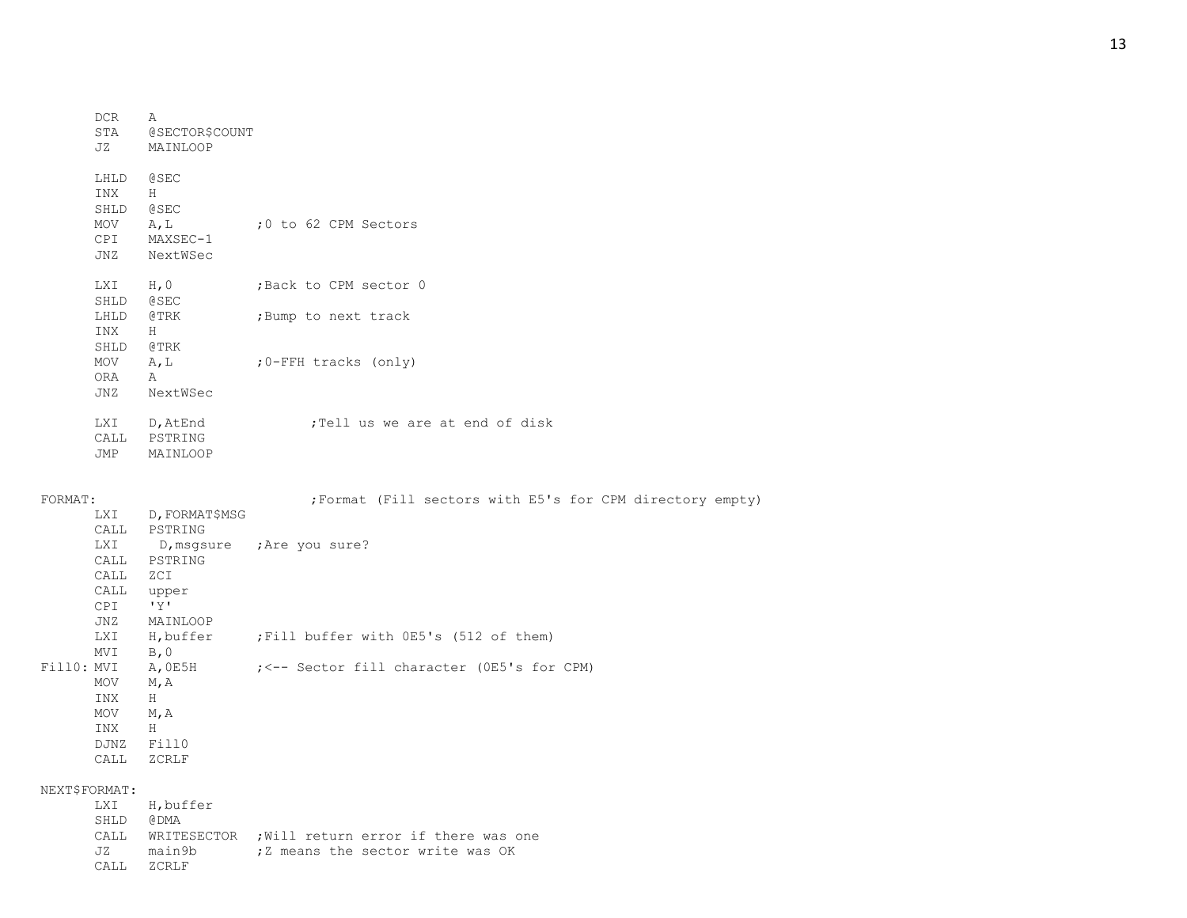```
        DCR    A
        STA    @SECTOR$COUNT
        JZ     MAINLOOP

        LHLD   @SEC
        INX    H
        SHLD   @SEC
        MOV    A,L          ;0 to 62 CPM Sectors
        CPI    MAXSEC-1
        JNZ    NextWSec

        LXI    H,0          ;Back to CPM sector 0
        SHLD   @SEC
        LHLD   @TRK         ;Bump to next track
        INX    H
        SHLD   @TRK
        MOV    A,L          ;0-FFH tracks (only)
        ORA    A
        JNZ    NextWSec

        LXI    D,AtEnd             ;Tell us we are at end of disk
        CALL   PSTRING
        JMP    MAINLOOP


FORMAT:                            ;Format (Fill sectors with E5's for CPM directory empty)
        LXI    D,FORMAT$MSG
        CALL   PSTRING
        LXI     D,msgsure   ;Are you sure?
        CALL   PSTRING
        CALL   ZCI
        CALL   upper
        CPI    'Y'
        JNZ    MAINLOOP
        LXI    H,buffer     ;Fill buffer with 0E5's (512 of them)
        MVI    B,0
Fill0:  MVI    A,0E5H       ;<-- Sector fill character (0E5's for CPM)
        MOV    M,A
        INX    H
        MOV    M,A
        INX    H
        DJNZ   Fill0
        CALL   ZCRLF

NEXT$FORMAT:
        LXI    H,buffer
        SHLD   @DMA
        CALL   WRITESECTOR  ;Will return error if there was one
        JZ     main9b       ;Z means the sector write was OK
        CALL   ZCRLF
```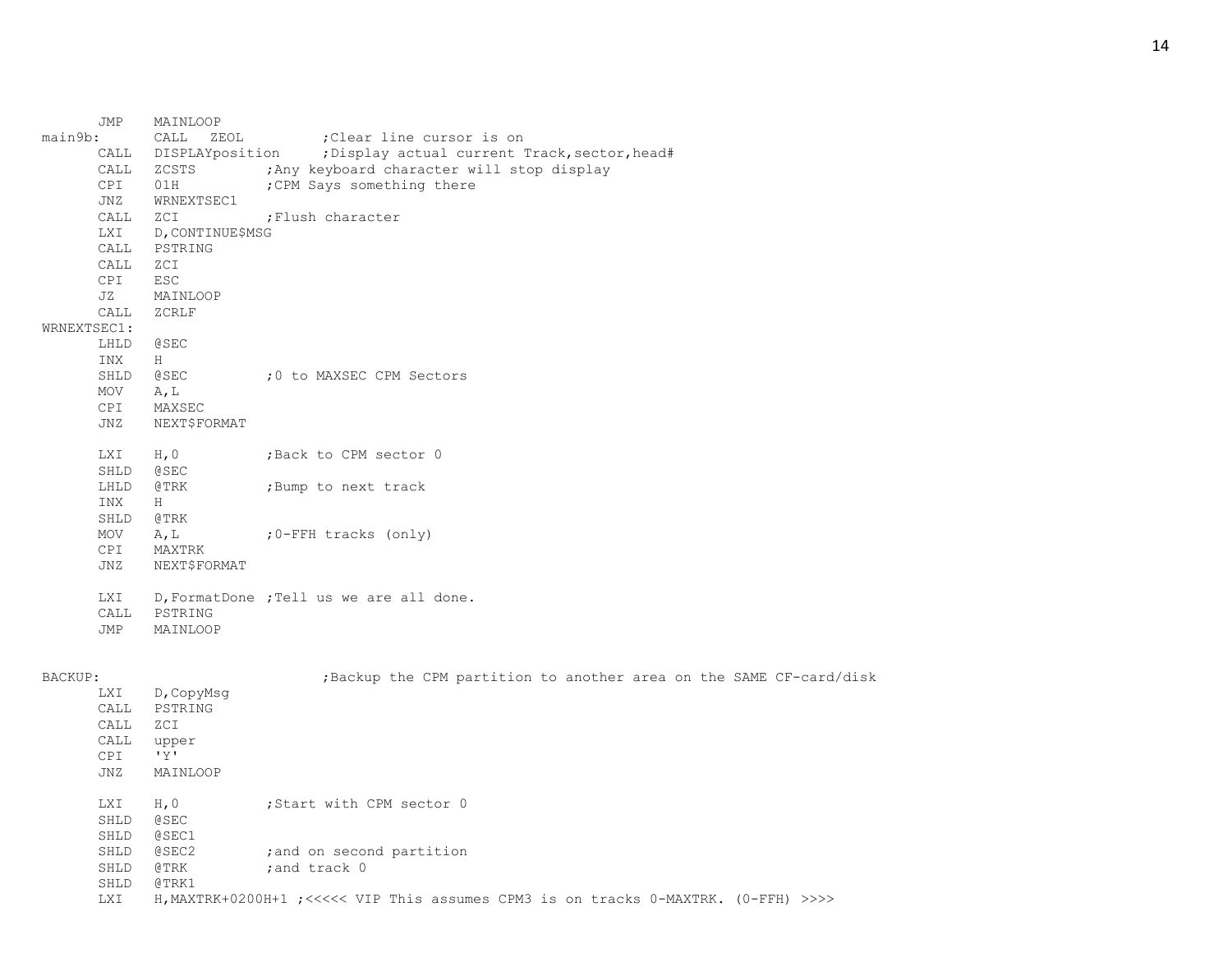```
        JMP     MAINLOOP
main9b:         CALL   ZEOL         ;Clear line cursor is on
        CALL    DISPLAYposition     ;Display actual current Track,sector,head#
        CALL    ZCSTS           ;Any keyboard character will stop display
        CPI     01H             ;CPM Says something there
        JNZ     WRNEXTSEC1
        CALL    ZCI             ;Flush character
        LXI     D,CONTINUE$MSG
        CALL    PSTRING
        CALL    ZCI
        CPI     ESC
        JZ      MAINLOOP
        CALL    ZCRLF
WRNEXTSEC1:
        LHLD    @SEC
        INX     H
        SHLD    @SEC            ;0 to MAXSEC CPM Sectors
        MOV     A,L
        CPI     MAXSEC
        JNZ     NEXT$FORMAT

        LXI     H,0             ;Back to CPM sector 0
        SHLD    @SEC
        LHLD    @TRK            ;Bump to next track
        INX     H
        SHLD    @TRK
        MOV     A,L             ;0-FFH tracks (only)
        CPI     MAXTRK
        JNZ     NEXT$FORMAT

        LXI     D,FormatDone ;Tell us we are all done.
        CALL    PSTRING
        JMP     MAINLOOP


BACKUP:                             ;Backup the CPM partition to another area on the SAME CF-card/disk
        LXI     D,CopyMsg
        CALL    PSTRING
        CALL    ZCI
        CALL    upper
        CPI     'Y'
        JNZ     MAINLOOP

        LXI     H,0             ;Start with CPM sector 0
        SHLD    @SEC
        SHLD    @SEC1
        SHLD    @SEC2           ;and on second partition
        SHLD    @TRK            ;and track 0
        SHLD    @TRK1
        LXI     H,MAXTRK+0200H+1 ;<<<<< VIP This assumes CPM3 is on tracks 0-MAXTRK. (0-FFH) >>>>
```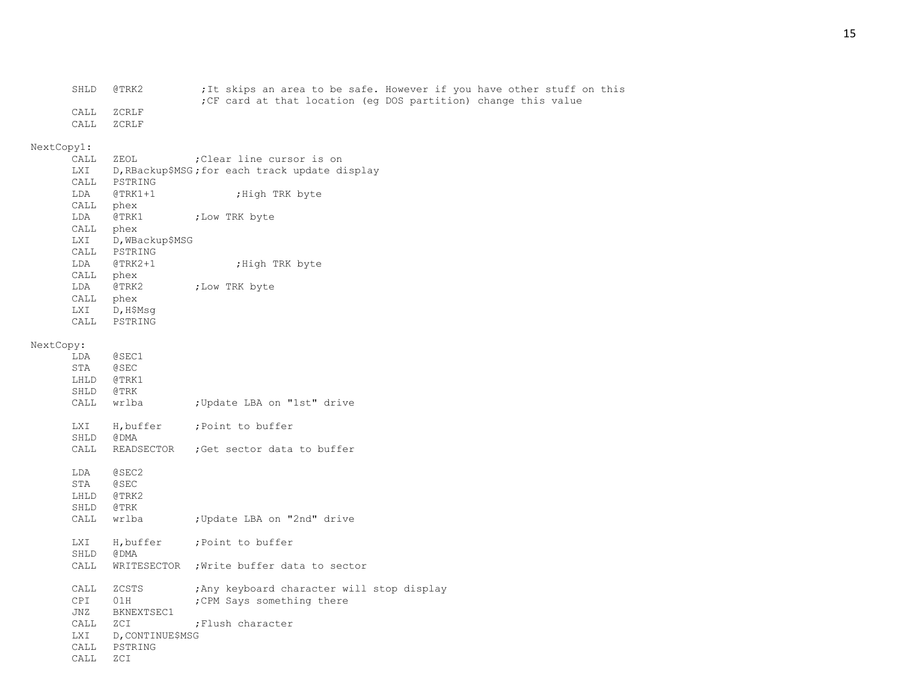```
	SHLD	@TRK2		;It skips an area to be safe. However if you have other stuff on this
				;CF card at that location (eg DOS partition) change this value
	CALL	ZCRLF
	CALL	ZCRLF

NextCopy1:
	CALL	ZEOL		;Clear line cursor is on
	LXI	D,RBackup$MSG;for each track update display
	CALL	PSTRING
	LDA	@TRK1+1		;High TRK byte
	CALL	phex
	LDA	@TRK1		;Low TRK byte
	CALL	phex
	LXI	D,WBackup$MSG
	CALL	PSTRING
	LDA	@TRK2+1		;High TRK byte
	CALL	phex
	LDA	@TRK2		;Low TRK byte
	CALL	phex
	LXI	D,H$Msg
	CALL	PSTRING

NextCopy:
	LDA	@SEC1
	STA	@SEC
	LHLD	@TRK1
	SHLD	@TRK
	CALL	wrlba		;Update LBA on "1st" drive

	LXI	H,buffer	;Point to buffer
	SHLD	@DMA
	CALL	READSECTOR	;Get sector data to buffer

	LDA	@SEC2
	STA	@SEC
	LHLD	@TRK2
	SHLD	@TRK
	CALL	wrlba		;Update LBA on "2nd" drive

	LXI	H,buffer	;Point to buffer
	SHLD	@DMA
	CALL	WRITESECTOR	;Write buffer data to sector

	CALL	ZCSTS		;Any keyboard character will stop display
	CPI	01H		;CPM Says something there
	JNZ	BKNEXTSEC1
	CALL	ZCI		;Flush character
	LXI	D,CONTINUE$MSG
	CALL	PSTRING
	CALL	ZCI
```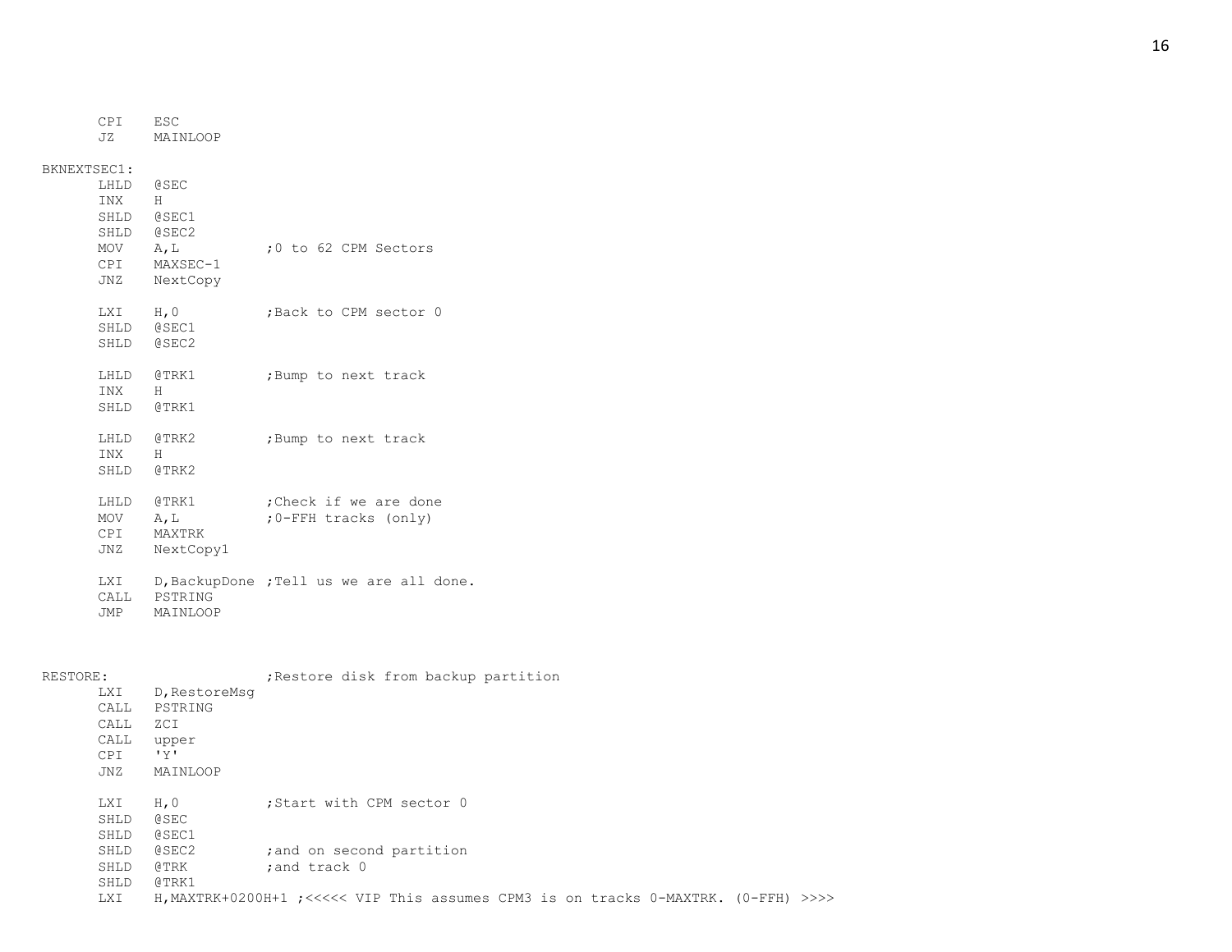```
        CPI     ESC
        JZ      MAINLOOP

BKNEXTSEC1:
        LHLD    @SEC
        INX     H
        SHLD    @SEC1
        SHLD    @SEC2
        MOV     A,L             ;0 to 62 CPM Sectors
        CPI     MAXSEC-1
        JNZ     NextCopy

        LXI     H,0             ;Back to CPM sector 0
        SHLD    @SEC1
        SHLD    @SEC2

        LHLD    @TRK1           ;Bump to next track
        INX     H
        SHLD    @TRK1

        LHLD    @TRK2           ;Bump to next track
        INX     H
        SHLD    @TRK2

        LHLD    @TRK1           ;Check if we are done
        MOV     A,L             ;0-FFH tracks (only)
        CPI     MAXTRK
        JNZ     NextCopy1

        LXI     D,BackupDone ;Tell us we are all done.
        CALL    PSTRING
        JMP     MAINLOOP



RESTORE:                        ;Restore disk from backup partition
        LXI     D,RestoreMsg
        CALL    PSTRING
        CALL    ZCI
        CALL    upper
        CPI     'Y'
        JNZ     MAINLOOP

        LXI     H,0             ;Start with CPM sector 0
        SHLD    @SEC
        SHLD    @SEC1
        SHLD    @SEC2           ;and on second partition
        SHLD    @TRK            ;and track 0
        SHLD    @TRK1
        LXI     H,MAXTRK+0200H+1 ;<<<<< VIP This assumes CPM3 is on tracks 0-MAXTRK. (0-FFH) >>>>
```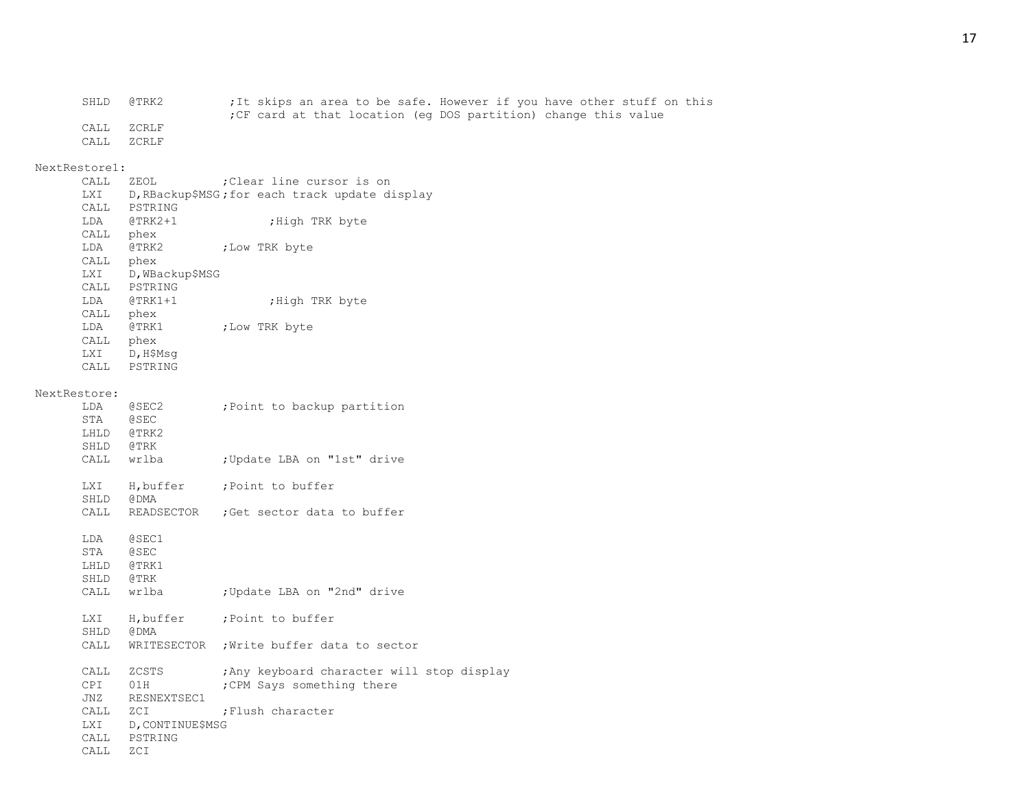```
	SHLD	@TRK2		;It skips an area to be safe. However if you have other stuff on this
				;CF card at that location (eg DOS partition) change this value
	CALL	ZCRLF
	CALL	ZCRLF

NextRestore1:
	CALL	ZEOL		;Clear line cursor is on
	LXI	D,RBackup$MSG	;for each track update display
	CALL	PSTRING
	LDA	@TRK2+1		;High TRK byte
	CALL	phex
	LDA	@TRK2		;Low TRK byte
	CALL	phex
	LXI	D,WBackup$MSG
	CALL	PSTRING
	LDA	@TRK1+1		;High TRK byte
	CALL	phex
	LDA	@TRK1		;Low TRK byte
	CALL	phex
	LXI	D,H$Msg
	CALL	PSTRING

NextRestore:
	LDA	@SEC2		;Point to backup partition
	STA	@SEC
	LHLD	@TRK2
	SHLD	@TRK
	CALL	wrlba		;Update LBA on "1st" drive

	LXI	H,buffer	;Point to buffer
	SHLD	@DMA
	CALL	READSECTOR	;Get sector data to buffer

	LDA	@SEC1
	STA	@SEC
	LHLD	@TRK1
	SHLD	@TRK
	CALL	wrlba		;Update LBA on "2nd" drive

	LXI	H,buffer	;Point to buffer
	SHLD	@DMA
	CALL	WRITESECTOR	;Write buffer data to sector

	CALL	ZCSTS		;Any keyboard character will stop display
	CPI	01H		;CPM Says something there
	JNZ	RESNEXTSEC1
	CALL	ZCI		;Flush character
	LXI	D,CONTINUE$MSG
	CALL	PSTRING
	CALL	ZCI
```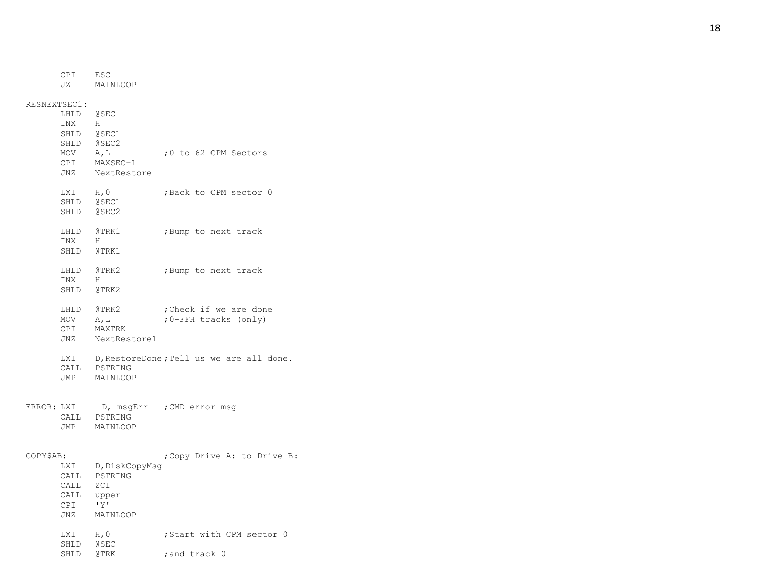```
        CPI     ESC
        JZ      MAINLOOP

RESNEXTSEC1:
        LHLD    @SEC
        INX     H
        SHLD    @SEC1
        SHLD    @SEC2
        MOV     A,L             ;0 to 62 CPM Sectors
        CPI     MAXSEC-1
        JNZ     NextRestore

        LXI     H,0             ;Back to CPM sector 0
        SHLD    @SEC1
        SHLD    @SEC2

        LHLD    @TRK1           ;Bump to next track
        INX     H
        SHLD    @TRK1

        LHLD    @TRK2           ;Bump to next track
        INX     H
        SHLD    @TRK2

        LHLD    @TRK2           ;Check if we are done
        MOV     A,L             ;0-FFH tracks (only)
        CPI     MAXTRK
        JNZ     NextRestore1

        LXI     D,RestoreDone;Tell us we are all done.
        CALL    PSTRING
        JMP     MAINLOOP


ERROR: LXI      D, msgErr       ;CMD error msg
        CALL    PSTRING
        JMP     MAINLOOP


COPY$AB:                        ;Copy Drive A: to Drive B:
        LXI     D,DiskCopyMsg
        CALL    PSTRING
        CALL    ZCI
        CALL    upper
        CPI     'Y'
        JNZ     MAINLOOP

        LXI     H,0             ;Start with CPM sector 0
        SHLD    @SEC
        SHLD    @TRK            ;and track 0
```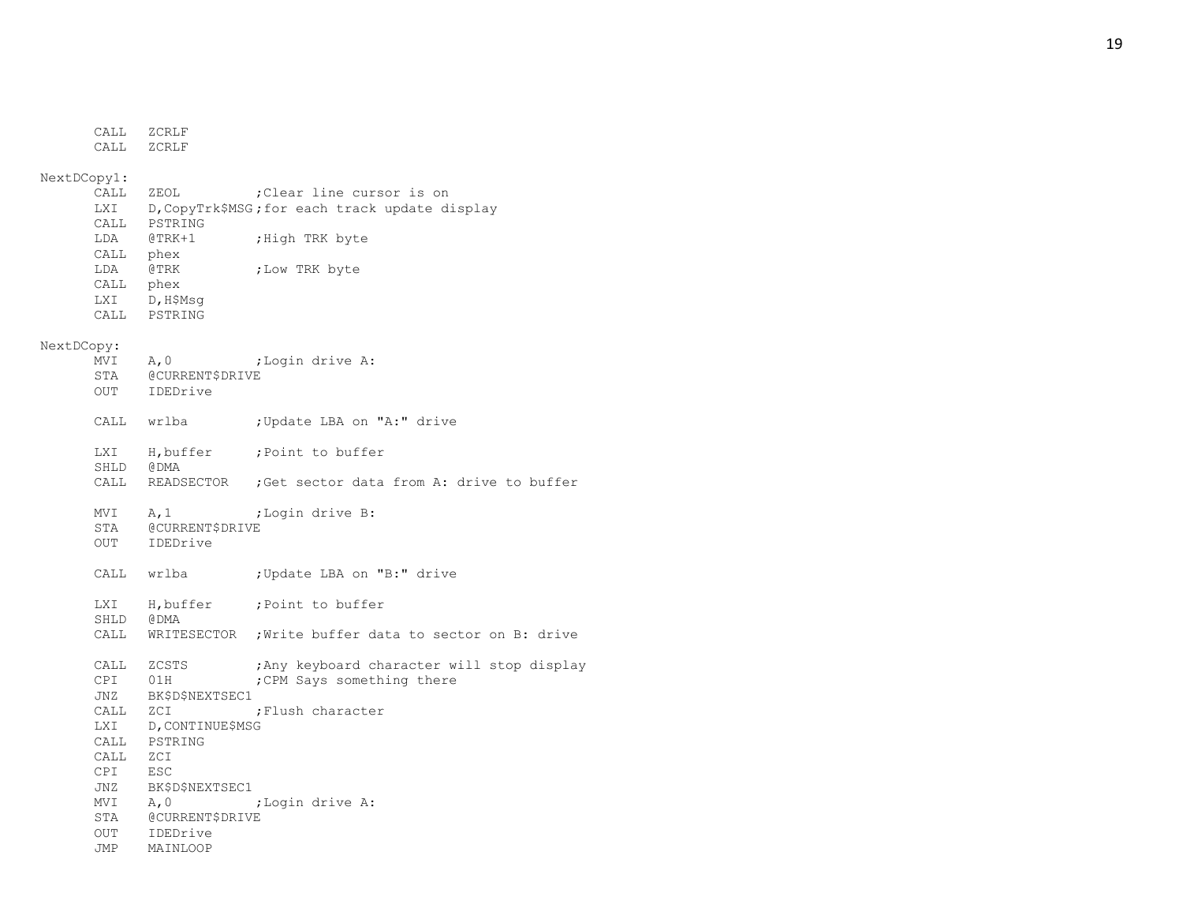```
        CALL   ZCRLF
        CALL   ZCRLF

NextDCopy1:
        CALL   ZEOL          ;Clear line cursor is on
        LXI    D,CopyTrk$MSG ;for each track update display
        CALL   PSTRING
        LDA    @TRK+1        ;High TRK byte
        CALL   phex
        LDA    @TRK          ;Low TRK byte
        CALL   phex
        LXI    D,H$Msg
        CALL   PSTRING

NextDCopy:
        MVI    A,0           ;Login drive A:
        STA    @CURRENT$DRIVE
        OUT    IDEDrive

        CALL   wrlba         ;Update LBA on "A:" drive

        LXI    H,buffer      ;Point to buffer
        SHLD   @DMA
        CALL   READSECTOR    ;Get sector data from A: drive to buffer

        MVI    A,1           ;Login drive B:
        STA    @CURRENT$DRIVE
        OUT    IDEDrive

        CALL   wrlba         ;Update LBA on "B:" drive

        LXI    H,buffer      ;Point to buffer
        SHLD   @DMA
        CALL   WRITESECTOR   ;Write buffer data to sector on B: drive

        CALL   ZCSTS         ;Any keyboard character will stop display
        CPI    01H           ;CPM Says something there
        JNZ    BK$D$NEXTSEC1
        CALL   ZCI           ;Flush character
        LXI    D,CONTINUE$MSG
        CALL   PSTRING
        CALL   ZCI
        CPI    ESC
        JNZ    BK$D$NEXTSEC1
        MVI    A,0           ;Login drive A:
        STA    @CURRENT$DRIVE
        OUT    IDEDrive
        JMP    MAINLOOP
```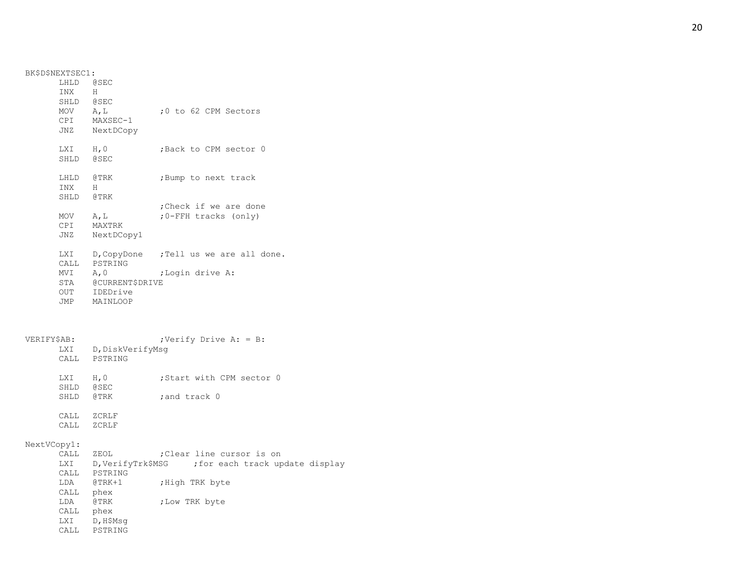```
BK$D$NEXTSEC1:
       LHLD   @SEC
       INX    H
       SHLD   @SEC
       MOV    A,L           ;0 to 62 CPM Sectors
       CPI    MAXSEC-1
       JNZ    NextDCopy

       LXI    H,0           ;Back to CPM sector 0
       SHLD   @SEC

       LHLD   @TRK          ;Bump to next track
       INX    H
       SHLD   @TRK
                            ;Check if we are done
       MOV    A,L           ;0-FFH tracks (only)
       CPI    MAXTRK
       JNZ    NextDCopy1

       LXI    D,CopyDone    ;Tell us we are all done.
       CALL   PSTRING
       MVI    A,0           ;Login drive A:
       STA    @CURRENT$DRIVE
       OUT    IDEDrive
       JMP    MAINLOOP



VERIFY$AB:                  ;Verify Drive A: = B:
       LXI    D,DiskVerifyMsg
       CALL   PSTRING

       LXI    H,0           ;Start with CPM sector 0
       SHLD   @SEC
       SHLD   @TRK          ;and track 0

       CALL   ZCRLF
       CALL   ZCRLF

NextVCopy1:
       CALL   ZEOL          ;Clear line cursor is on
       LXI    D,VerifyTrk$MSG     ;for each track update display
       CALL   PSTRING
       LDA    @TRK+1        ;High TRK byte
       CALL   phex
       LDA    @TRK          ;Low TRK byte
       CALL   phex
       LXI    D,H$Msg
       CALL   PSTRING
```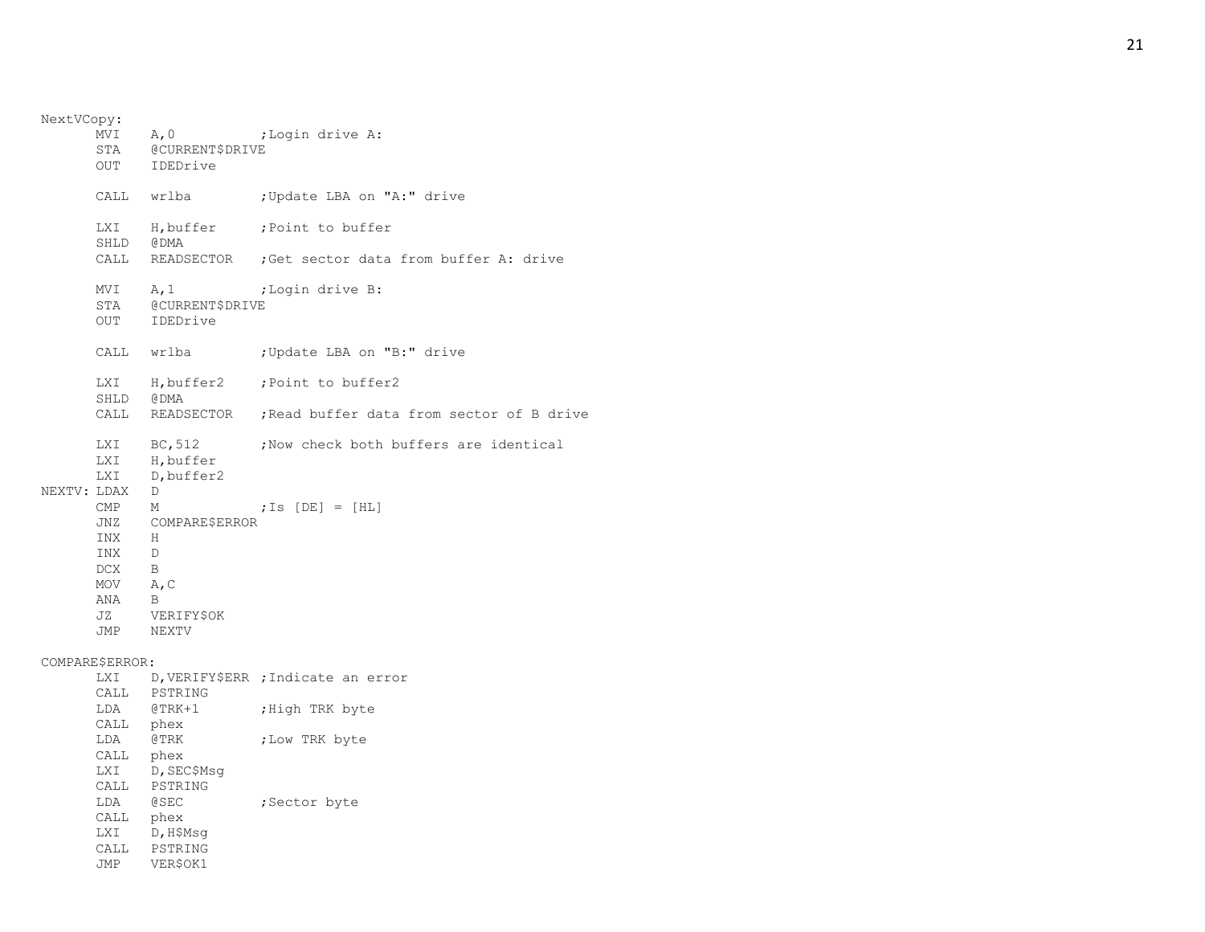```
NextVCopy:
        MVI     A,0             ;Login drive A:
        STA     @CURRENT$DRIVE
        OUT     IDEDrive

        CALL    wrlba           ;Update LBA on "A:" drive

        LXI     H,buffer        ;Point to buffer
        SHLD    @DMA
        CALL    READSECTOR      ;Get sector data from buffer A: drive

        MVI     A,1             ;Login drive B:
        STA     @CURRENT$DRIVE
        OUT     IDEDrive

        CALL    wrlba           ;Update LBA on "B:" drive

        LXI     H,buffer2       ;Point to buffer2
        SHLD    @DMA
        CALL    READSECTOR      ;Read buffer data from sector of B drive

        LXI     BC,512          ;Now check both buffers are identical
        LXI     H,buffer
        LXI     D,buffer2
NEXTV:  LDAX    D
        CMP     M               ;Is [DE] = [HL]
        JNZ     COMPARE$ERROR
        INX     H
        INX     D
        DCX     B
        MOV     A,C
        ANA     B
        JZ      VERIFY$OK
        JMP     NEXTV

COMPARE$ERROR:
        LXI     D,VERIFY$ERR    ;Indicate an error
        CALL    PSTRING
        LDA     @TRK+1          ;High TRK byte
        CALL    phex
        LDA     @TRK            ;Low TRK byte
        CALL    phex
        LXI     D,SEC$Msg
        CALL    PSTRING
        LDA     @SEC            ;Sector byte
        CALL    phex
        LXI     D,H$Msg
        CALL    PSTRING
        JMP     VER$OK1
```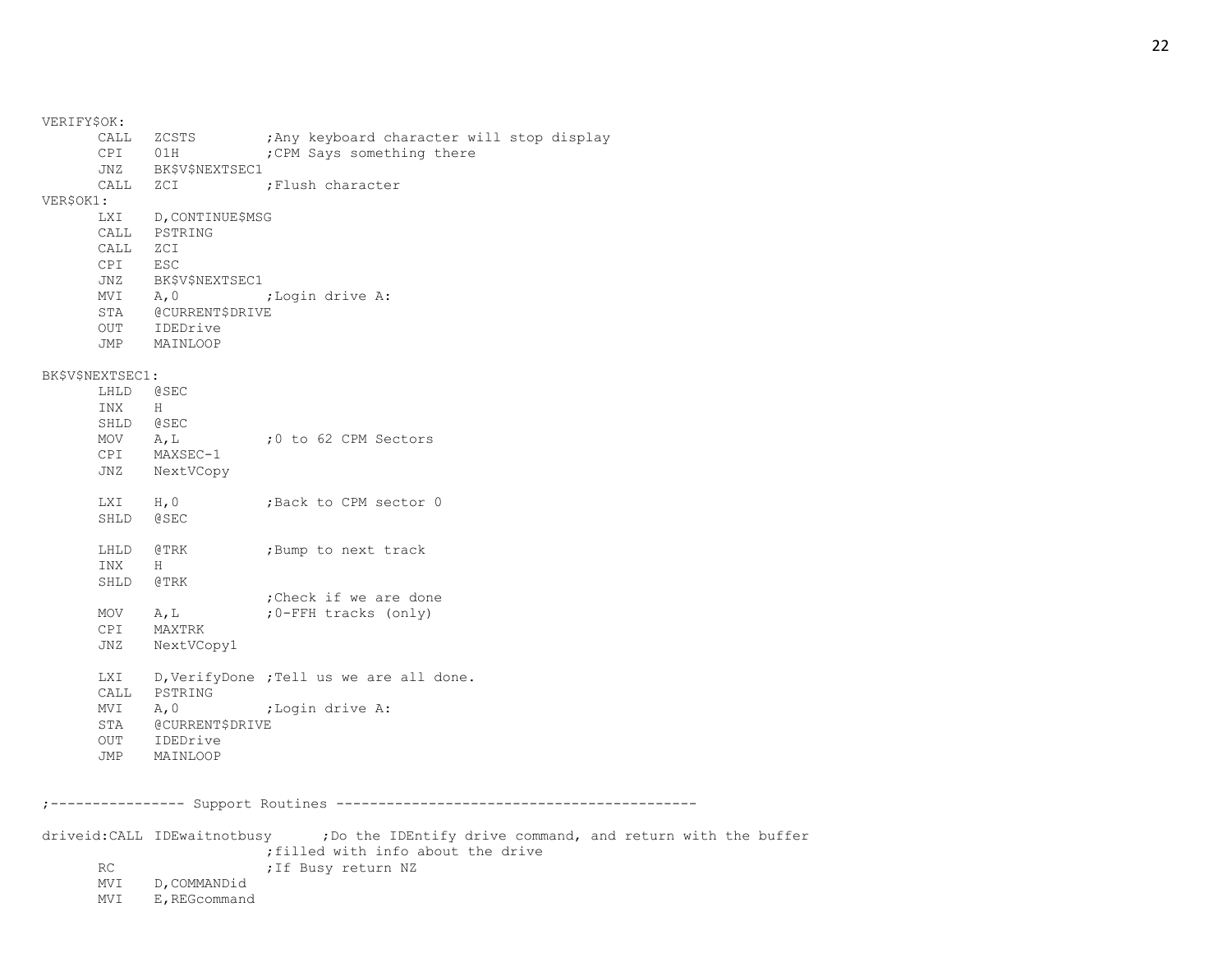```
VERIFY$OK:
	CALL	ZCSTS		;Any keyboard character will stop display
	CPI	01H		;CPM Says something there
	JNZ	BK$V$NEXTSEC1
	CALL	ZCI		;Flush character
VER$OK1:
	LXI	D,CONTINUE$MSG
	CALL	PSTRING
	CALL	ZCI
	CPI	ESC
	JNZ	BK$V$NEXTSEC1
	MVI	A,0		;Login drive A:
	STA	@CURRENT$DRIVE
	OUT	IDEDrive
	JMP	MAINLOOP

BK$V$NEXTSEC1:
	LHLD	@SEC
	INX	H
	SHLD	@SEC
	MOV	A,L		;0 to 62 CPM Sectors
	CPI	MAXSEC-1
	JNZ	NextVCopy

	LXI	H,0		;Back to CPM sector 0
	SHLD	@SEC

	LHLD	@TRK		;Bump to next track
	INX	H
	SHLD	@TRK
				;Check if we are done
	MOV	A,L		;0-FFH tracks (only)
	CPI	MAXTRK
	JNZ	NextVCopy1

	LXI	D,VerifyDone	;Tell us we are all done.
	CALL	PSTRING
	MVI	A,0		;Login drive A:
	STA	@CURRENT$DRIVE
	OUT	IDEDrive
	JMP	MAINLOOP


;---------------- Support Routines -------------------------------------------

driveid:CALL IDEwaitnotbusy	;Do the IDEntify drive command, and return with the buffer
				;filled with info about the drive
	RC			;If Busy return NZ
	MVI	D,COMMANDid
	MVI	E,REGcommand
```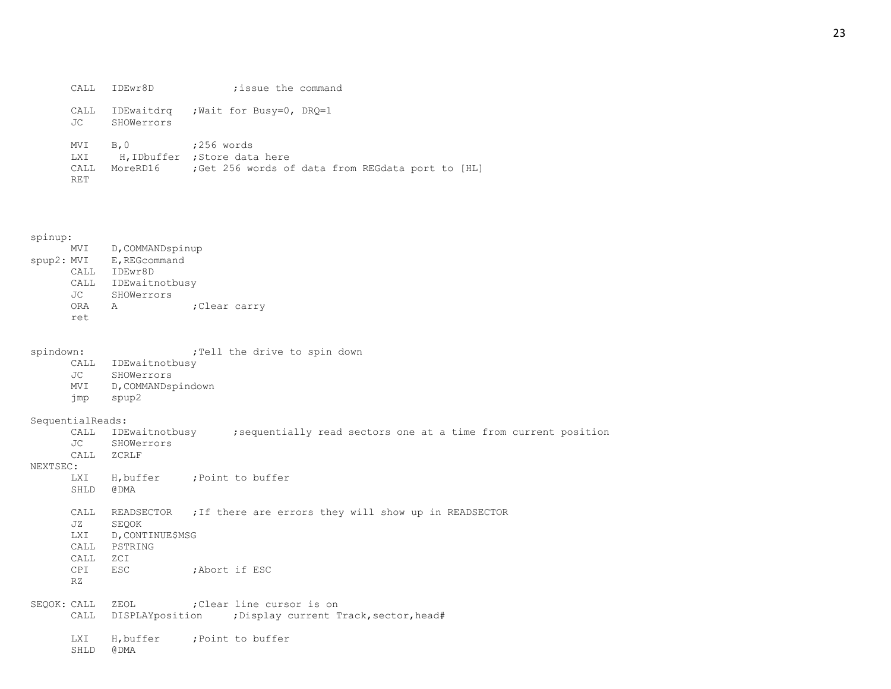```
        CALL    IDEwr8D             ;issue the command

        CALL    IDEwaitdrq   ;Wait for Busy=0, DRQ=1
        JC      SHOWerrors

        MVI     B,0          ;256 words
        LXI      H,IDbuffer  ;Store data here
        CALL    MoreRD16     ;Get 256 words of data from REGdata port to [HL]
        RET



spinup:
        MVI     D,COMMANDspinup
spup2: MVI      E,REGcommand
        CALL    IDEwr8D
        CALL    IDEwaitnotbusy
        JC      SHOWerrors
        ORA     A            ;Clear carry
        ret


spindown:                   ;Tell the drive to spin down
        CALL    IDEwaitnotbusy
        JC      SHOWerrors
        MVI     D,COMMANDspindown
        jmp     spup2

SequentialReads:
        CALL    IDEwaitnotbusy      ;sequentially read sectors one at a time from current position
        JC      SHOWerrors
        CALL    ZCRLF
NEXTSEC:
        LXI     H,buffer     ;Point to buffer
        SHLD    @DMA

        CALL    READSECTOR   ;If there are errors they will show up in READSECTOR
        JZ      SEQOK
        LXI     D,CONTINUE$MSG
        CALL    PSTRING
        CALL    ZCI
        CPI     ESC          ;Abort if ESC
        RZ

SEQOK: CALL     ZEOL         ;Clear line cursor is on
        CALL    DISPLAYposition     ;Display current Track,sector,head#

        LXI     H,buffer     ;Point to buffer
        SHLD    @DMA
```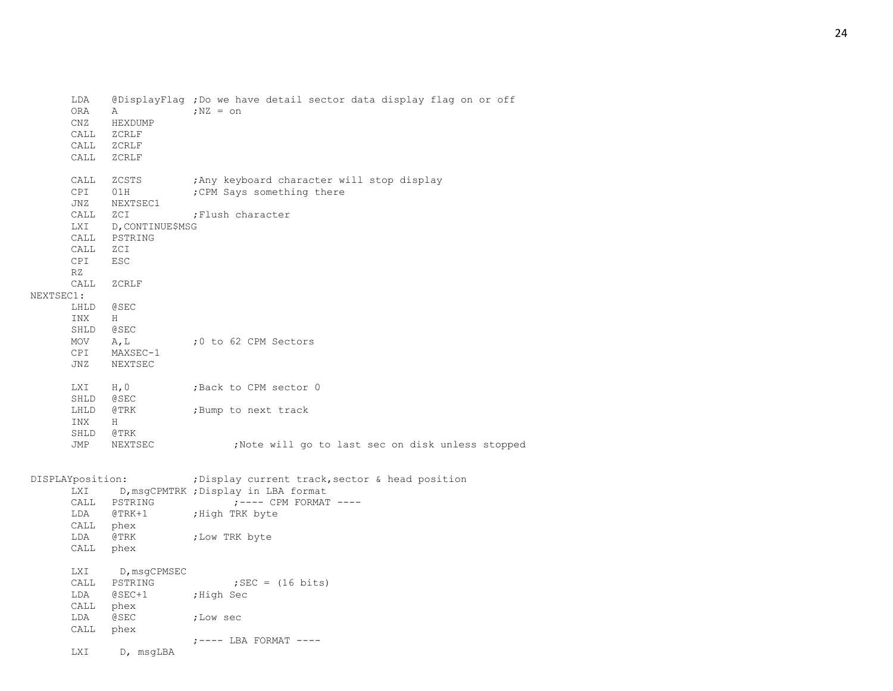```
        LDA     @DisplayFlag ;Do we have detail sector data display flag on or off
        ORA     A            ;NZ = on
        CNZ     HEXDUMP
        CALL    ZCRLF
        CALL    ZCRLF
        CALL    ZCRLF

        CALL    ZCSTS        ;Any keyboard character will stop display
        CPI     01H          ;CPM Says something there
        JNZ     NEXTSEC1
        CALL    ZCI          ;Flush character
        LXI     D,CONTINUE$MSG
        CALL    PSTRING
        CALL    ZCI
        CPI     ESC
        RZ
        CALL    ZCRLF
NEXTSEC1:
        LHLD    @SEC
        INX     H
        SHLD    @SEC
        MOV     A,L          ;0 to 62 CPM Sectors
        CPI     MAXSEC-1
        JNZ     NEXTSEC

        LXI     H,0          ;Back to CPM sector 0
        SHLD    @SEC
        LHLD    @TRK         ;Bump to next track
        INX     H
        SHLD    @TRK
        JMP     NEXTSEC             ;Note will go to last sec on disk unless stopped


DISPLAYposition:             ;Display current track,sector & head position
        LXI     D,msgCPMTRK ;Display in LBA format
        CALL    PSTRING             ;---- CPM FORMAT ----
        LDA     @TRK+1       ;High TRK byte
        CALL    phex
        LDA     @TRK         ;Low TRK byte
        CALL    phex

        LXI     D,msgCPMSEC
        CALL    PSTRING             ;SEC = (16 bits)
        LDA     @SEC+1       ;High Sec
        CALL    phex
        LDA     @SEC         ;Low sec
        CALL    phex
                             ;---- LBA FORMAT ----
        LXI     D, msgLBA
```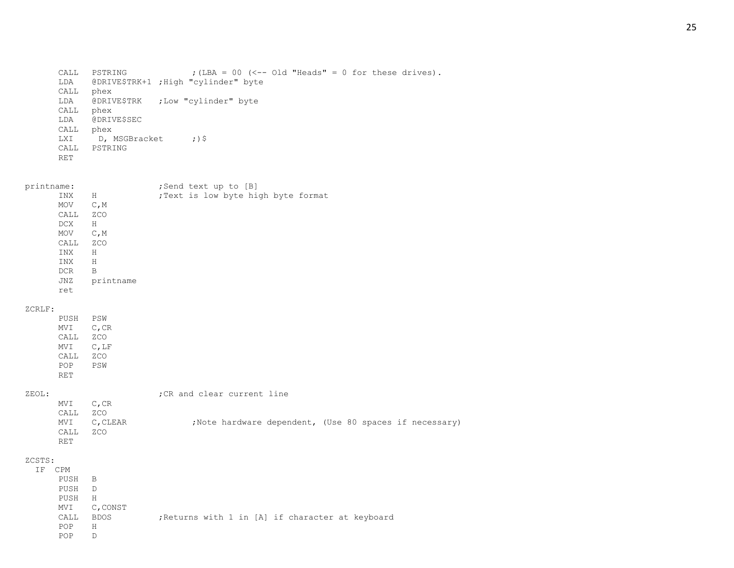```
        CALL   PSTRING              ;(LBA = 00 (<-- Old "Heads" = 0 for these drives).
        LDA    @DRIVE$TRK+1 ;High "cylinder" byte
        CALL   phex
        LDA    @DRIVE$TRK   ;Low "cylinder" byte
        CALL   phex
        LDA    @DRIVE$SEC
        CALL   phex
        LXI     D, MSGBracket       ;)$
        CALL   PSTRING
        RET


printname:                   ;Send text up to [B]
        INX    H             ;Text is low byte high byte format
        MOV    C,M
        CALL   ZCO
        DCX    H
        MOV    C,M
        CALL   ZCO
        INX    H
        INX    H
        DCR    B
        JNZ    printname
        ret

ZCRLF:
        PUSH   PSW
        MVI    C,CR
        CALL   ZCO
        MVI    C,LF
        CALL   ZCO
        POP    PSW
        RET

ZEOL:                        ;CR and clear current line
        MVI    C,CR
        CALL   ZCO
        MVI    C,CLEAR              ;Note hardware dependent, (Use 80 spaces if necessary)
        CALL   ZCO
        RET

ZCSTS:
  IF  CPM
        PUSH   B
        PUSH   D
        PUSH   H
        MVI    C,CONST
        CALL   BDOS          ;Returns with 1 in [A] if character at keyboard
        POP    H
        POP    D
```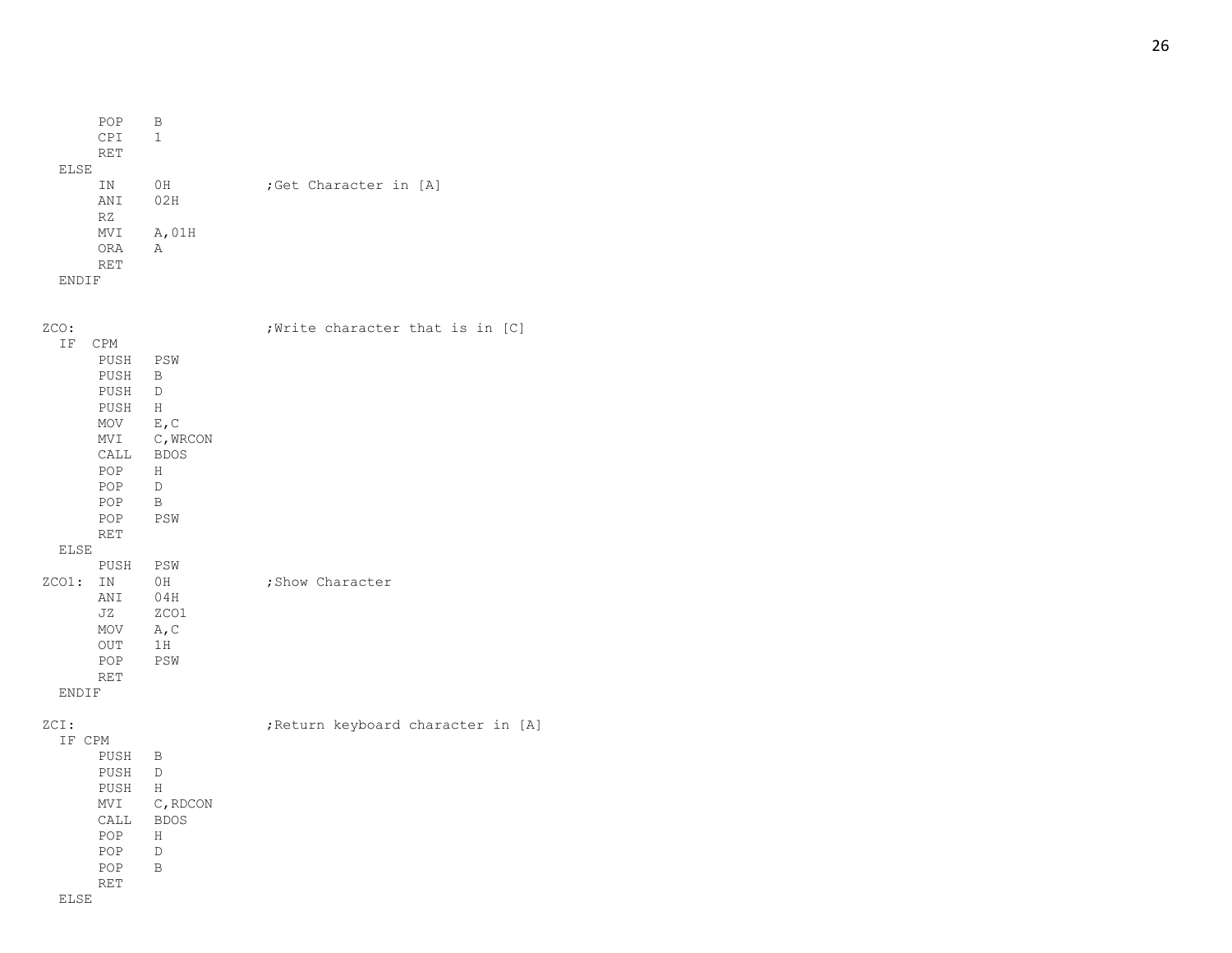```
        POP     B
        CPI     1
        RET
  ELSE
        IN      0H              ;Get Character in [A]
        ANI     02H
        RZ
        MVI     A,01H
        ORA     A
        RET
  ENDIF


ZCO:                            ;Write character that is in [C]
  IF  CPM
        PUSH    PSW
        PUSH    B
        PUSH    D
        PUSH    H
        MOV     E,C
        MVI     C,WRCON
        CALL    BDOS
        POP     H
        POP     D
        POP     B
        POP     PSW
        RET
  ELSE
        PUSH    PSW
ZCO1:   IN      0H              ;Show Character
        ANI     04H
        JZ      ZCO1
        MOV     A,C
        OUT     1H
        POP     PSW
        RET
  ENDIF

ZCI:                            ;Return keyboard character in [A]
  IF CPM
        PUSH    B
        PUSH    D
        PUSH    H
        MVI     C,RDCON
        CALL    BDOS
        POP     H
        POP     D
        POP     B
        RET
  ELSE
```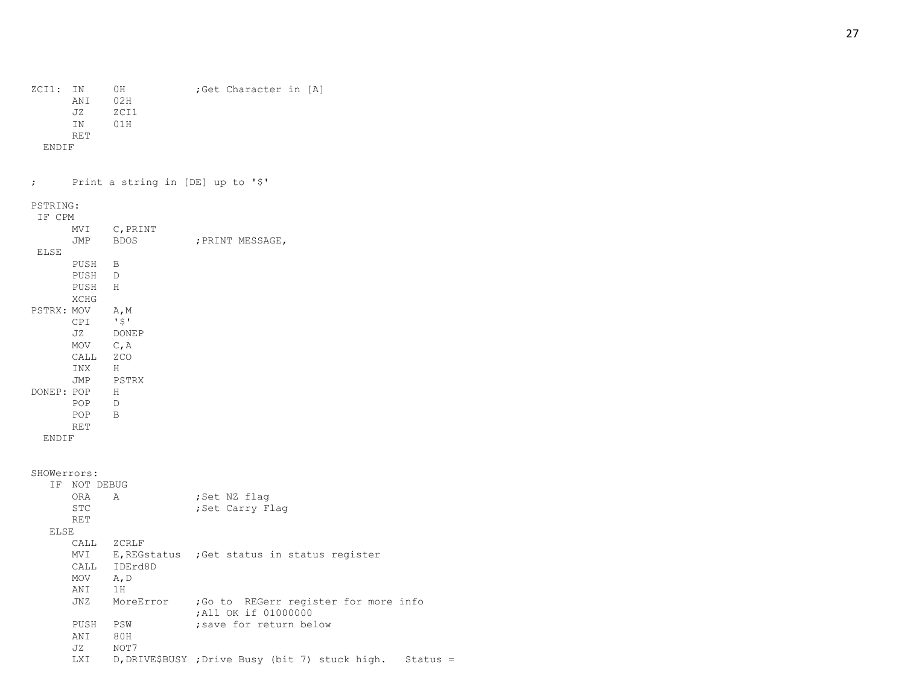```
ZCI1:  IN     0H            ;Get Character in [A]
       ANI    02H
       JZ     ZCI1
       IN     01H
       RET
  ENDIF


;      Print a string in [DE] up to '$'

PSTRING:
 IF CPM
       MVI    C,PRINT
       JMP    BDOS          ;PRINT MESSAGE,
 ELSE
       PUSH   B
       PUSH   D
       PUSH   H
       XCHG
PSTRX: MOV    A,M
       CPI    '$'
       JZ     DONEP
       MOV    C,A
       CALL   ZCO
       INX    H
       JMP    PSTRX
DONEP: POP    H
       POP    D
       POP    B
       RET
  ENDIF


SHOWerrors:
   IF  NOT DEBUG
       ORA    A             ;Set NZ flag
       STC                  ;Set Carry Flag
       RET
   ELSE
       CALL   ZCRLF
       MVI    E,REGstatus   ;Get status in status register
       CALL   IDErd8D
       MOV    A,D
       ANI    1H
       JNZ    MoreError     ;Go to  REGerr register for more info
                            ;All OK if 01000000
       PUSH   PSW           ;save for return below
       ANI    80H
       JZ     NOT7
       LXI    D,DRIVE$BUSY ;Drive Busy (bit 7) stuck high.   Status =
```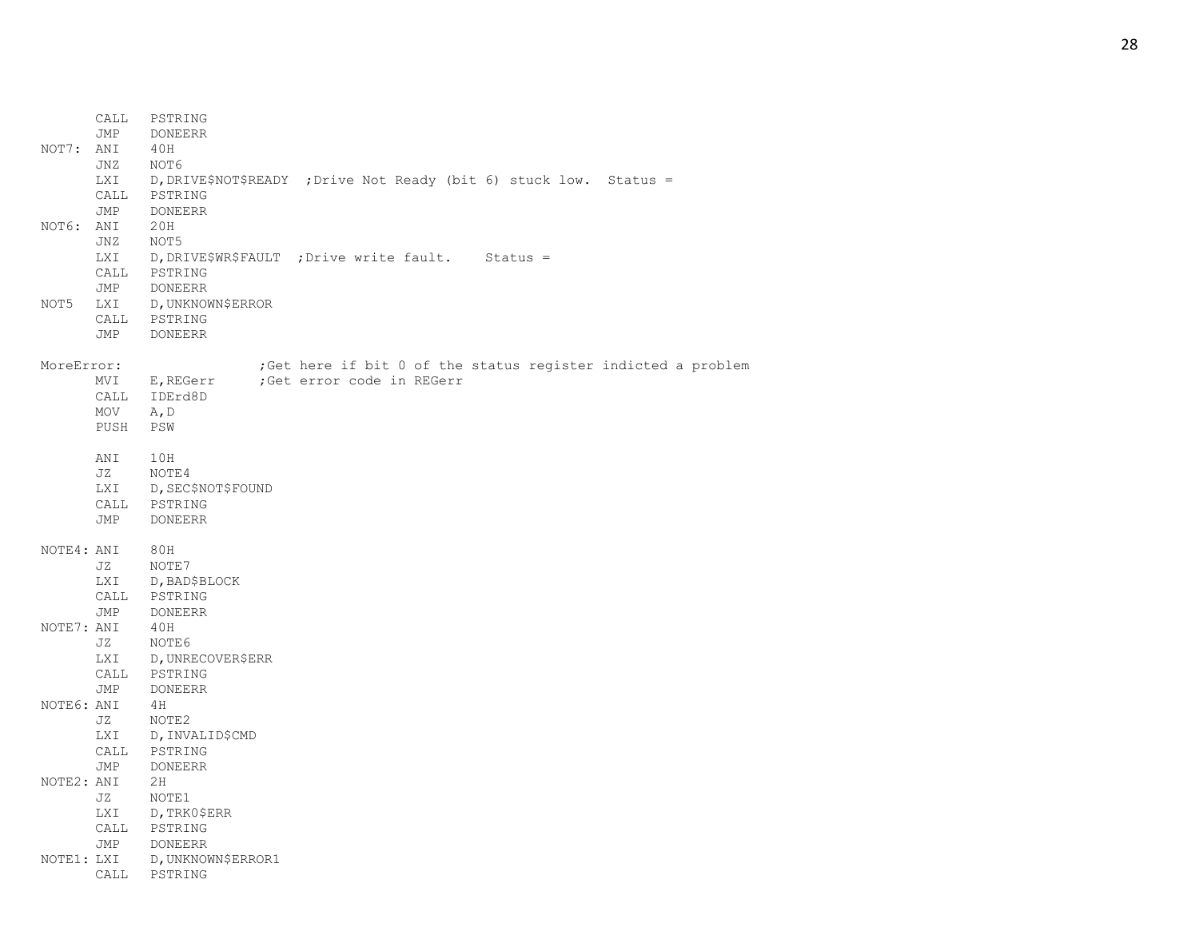```
        CALL   PSTRING
        JMP    DONEERR
NOT7:   ANI    40H
        JNZ    NOT6
        LXI    D,DRIVE$NOT$READY  ;Drive Not Ready (bit 6) stuck low.  Status =
        CALL   PSTRING
        JMP    DONEERR
NOT6:   ANI    20H
        JNZ    NOT5
        LXI    D,DRIVE$WR$FAULT  ;Drive write fault.    Status =
        CALL   PSTRING
        JMP    DONEERR
NOT5    LXI    D,UNKNOWN$ERROR
        CALL   PSTRING
        JMP    DONEERR

MoreError:                 ;Get here if bit 0 of the status register indicted a problem
        MVI    E,REGerr     ;Get error code in REGerr
        CALL   IDErd8D
        MOV    A,D
        PUSH   PSW

        ANI    10H
        JZ     NOTE4
        LXI    D,SEC$NOT$FOUND
        CALL   PSTRING
        JMP    DONEERR

NOTE4:  ANI    80H
        JZ     NOTE7
        LXI    D,BAD$BLOCK
        CALL   PSTRING
        JMP    DONEERR
NOTE7:  ANI    40H
        JZ     NOTE6
        LXI    D,UNRECOVER$ERR
        CALL   PSTRING
        JMP    DONEERR
NOTE6:  ANI    4H
        JZ     NOTE2
        LXI    D,INVALID$CMD
        CALL   PSTRING
        JMP    DONEERR
NOTE2:  ANI    2H
        JZ     NOTE1
        LXI    D,TRK0$ERR
        CALL   PSTRING
        JMP    DONEERR
NOTE1:  LXI    D,UNKNOWN$ERROR1
        CALL   PSTRING
```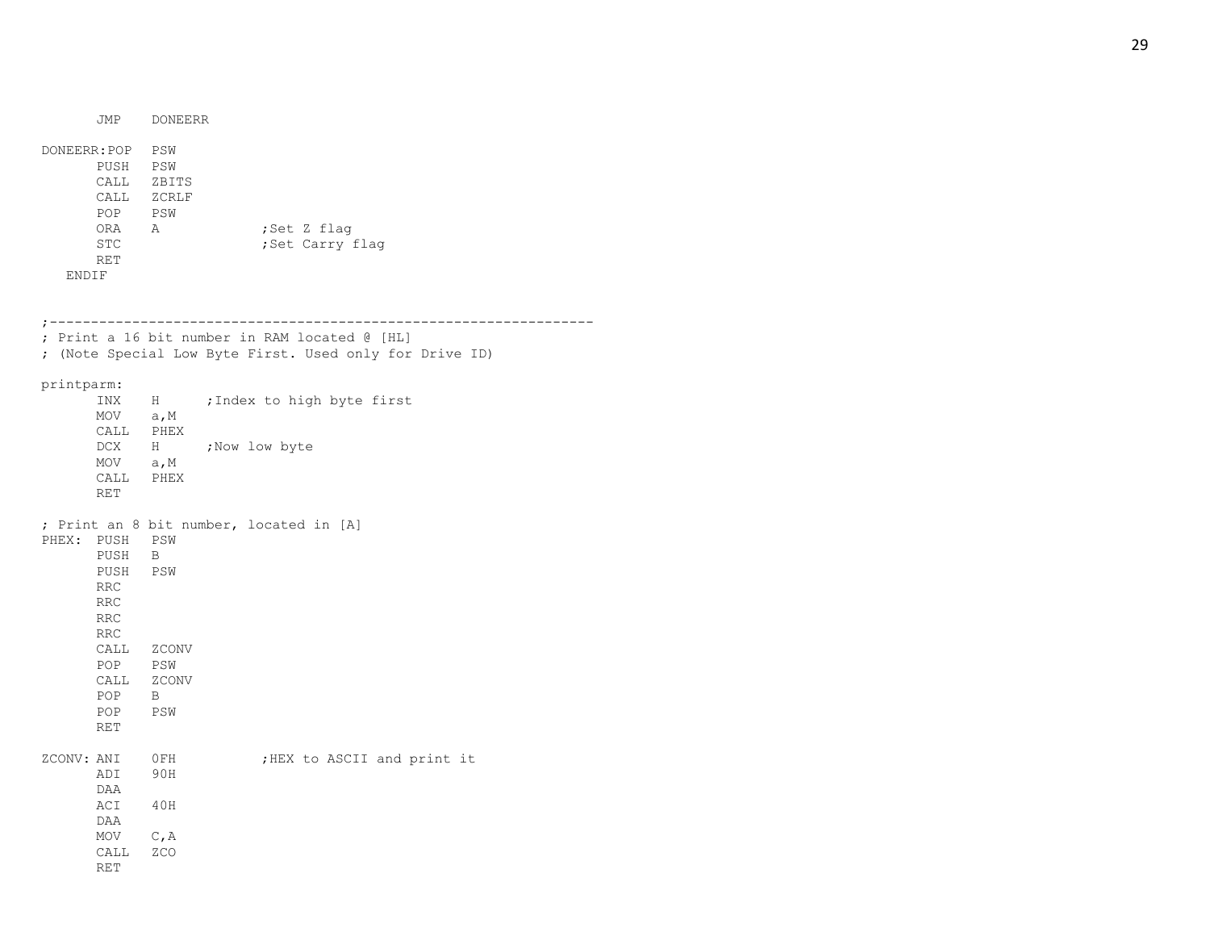```
	JMP	DONEERR

DONEERR:POP	PSW
	PUSH	PSW
	CALL	ZBITS
	CALL	ZCRLF
	POP	PSW
	ORA	A		;Set Z flag
	STC			;Set Carry flag
	RET
   ENDIF


;----------------------------------------------------------------
; Print a 16 bit number in RAM located @ [HL]
; (Note Special Low Byte First. Used only for Drive ID)

printparm:
	INX	H	;Index to high byte first
	MOV	a,M
	CALL	PHEX
	DCX	H	;Now low byte
	MOV	a,M
	CALL	PHEX
	RET

; Print an 8 bit number, located in [A]
PHEX:	PUSH	PSW
	PUSH	B
	PUSH	PSW
	RRC
	RRC
	RRC
	RRC
	CALL	ZCONV
	POP	PSW
	CALL	ZCONV
	POP	B
	POP	PSW
	RET

ZCONV:	ANI	0FH		;HEX to ASCII and print it
	ADI	90H
	DAA
	ACI	40H
	DAA
	MOV	C,A
	CALL	ZCO
	RET
```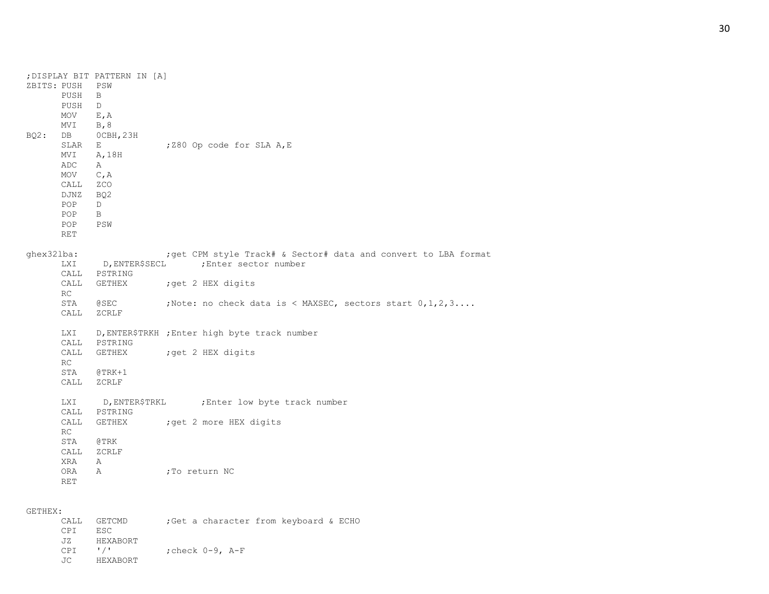```
;DISPLAY BIT PATTERN IN [A]
ZBITS: PUSH   PSW
       PUSH   B
       PUSH   D
       MOV    E,A
       MVI    B,8
BQ2:   DB     0CBH,23H
       SLAR   E            ;Z80 Op code for SLA A,E
       MVI    A,18H
       ADC    A
       MOV    C,A
       CALL   ZCO
       DJNZ   BQ2
       POP    D
       POP    B
       POP    PSW
       RET

ghex32lba:                  ;get CPM style Track# & Sector# data and convert to LBA format
       LXI     D,ENTER$SECL       ;Enter sector number
       CALL   PSTRING
       CALL   GETHEX       ;get 2 HEX digits
       RC
       STA    @SEC         ;Note: no check data is < MAXSEC, sectors start 0,1,2,3....
       CALL   ZCRLF

       LXI    D,ENTER$TRKH ;Enter high byte track number
       CALL   PSTRING
       CALL   GETHEX       ;get 2 HEX digits
       RC
       STA    @TRK+1
       CALL   ZCRLF

       LXI     D,ENTER$TRKL       ;Enter low byte track number
       CALL   PSTRING
       CALL   GETHEX       ;get 2 more HEX digits
       RC
       STA    @TRK
       CALL   ZCRLF
       XRA    A
       ORA    A            ;To return NC
       RET


GETHEX:
       CALL   GETCMD       ;Get a character from keyboard & ECHO
       CPI    ESC
       JZ     HEXABORT
       CPI    '/'          ;check 0-9, A-F
       JC     HEXABORT
```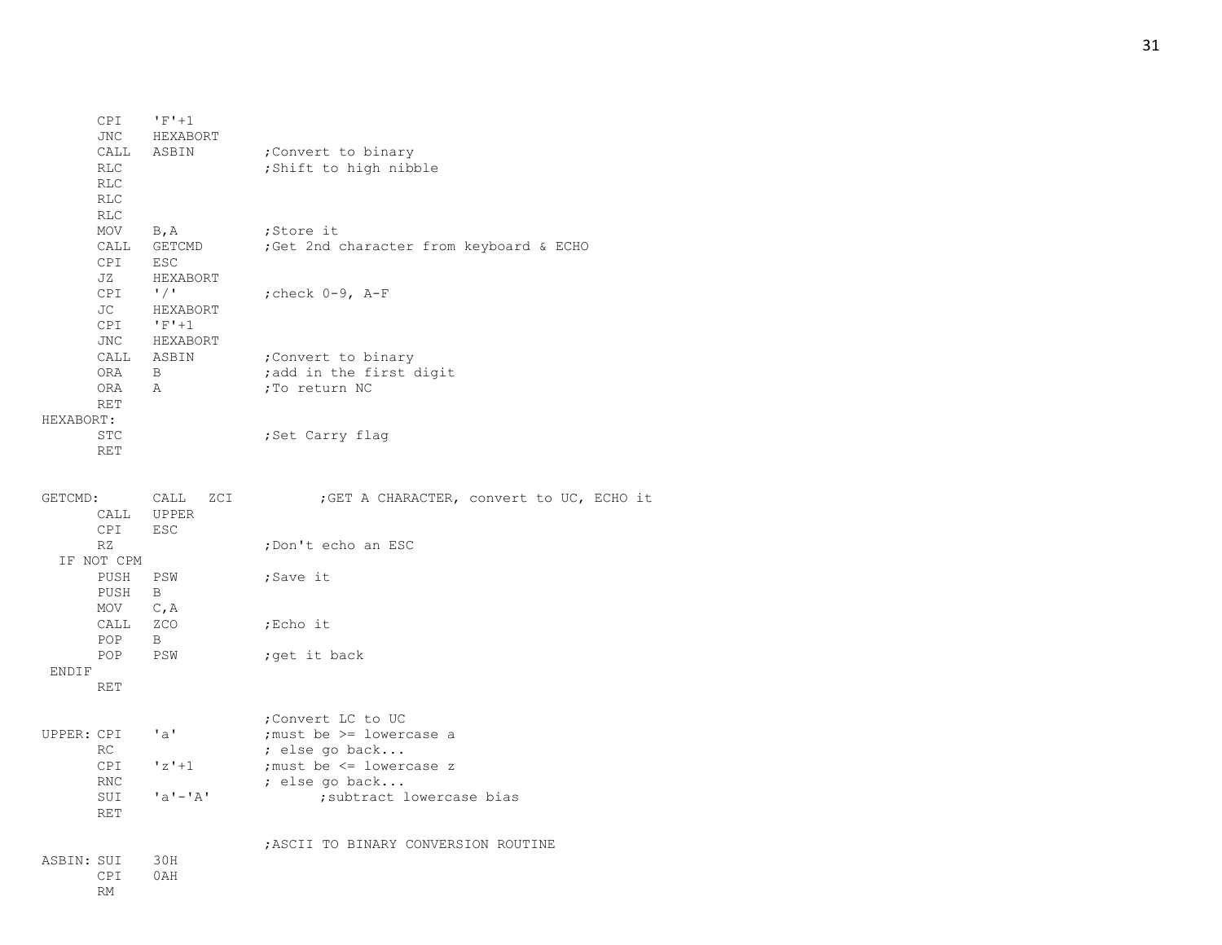```
      CPI    'F'+1
      JNC    HEXABORT
      CALL   ASBIN        ;Convert to binary
      RLC                 ;Shift to high nibble
      RLC
      RLC
      RLC
      MOV    B,A          ;Store it
      CALL   GETCMD       ;Get 2nd character from keyboard & ECHO
      CPI    ESC
      JZ     HEXABORT
      CPI    '/'          ;check 0-9, A-F
      JC     HEXABORT
      CPI    'F'+1
      JNC    HEXABORT
      CALL   ASBIN        ;Convert to binary
      ORA    B            ;add in the first digit
      ORA    A            ;To return NC
      RET
HEXABORT:
      STC                 ;Set Carry flag
      RET


GETCMD:      CALL   ZCI          ;GET A CHARACTER, convert to UC, ECHO it
      CALL   UPPER
      CPI    ESC
      RZ                  ;Don't echo an ESC
  IF NOT CPM
      PUSH   PSW          ;Save it
      PUSH   B
      MOV    C,A
      CALL   ZCO          ;Echo it
      POP    B
      POP    PSW          ;get it back
 ENDIF
      RET

                          ;Convert LC to UC
UPPER: CPI    'a'         ;must be >= lowercase a
      RC                  ; else go back...
      CPI    'z'+1        ;must be <= lowercase z
      RNC                 ; else go back...
      SUI    'a'-'A'            ;subtract lowercase bias
      RET

                          ;ASCII TO BINARY CONVERSION ROUTINE
ASBIN: SUI    30H
      CPI    0AH
      RM
```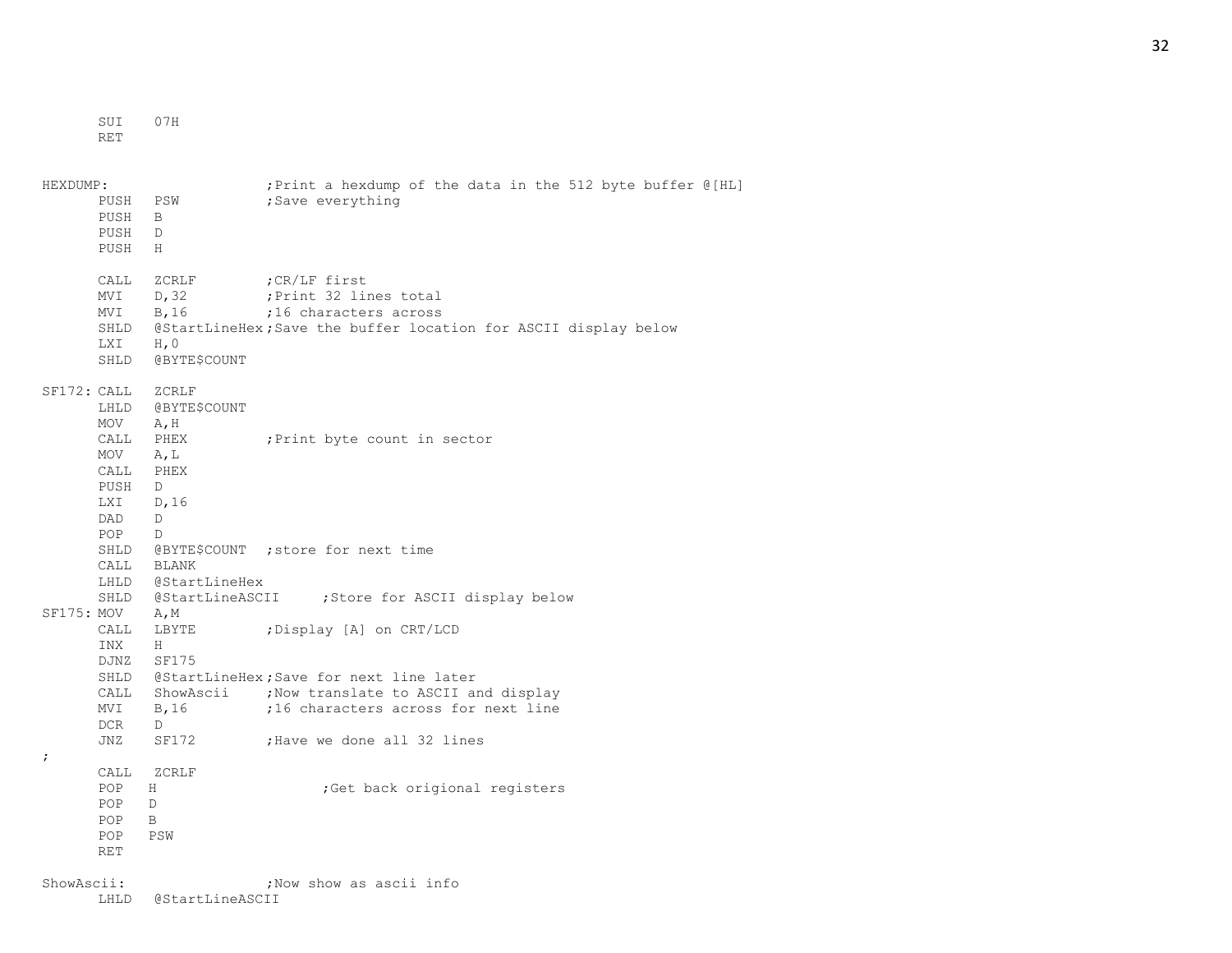```
        SUI     07H
        RET


HEXDUMP:                        ;Print a hexdump of the data in the 512 byte buffer @[HL]
        PUSH    PSW             ;Save everything
        PUSH    B
        PUSH    D
        PUSH    H

        CALL    ZCRLF           ;CR/LF first
        MVI     D,32            ;Print 32 lines total
        MVI     B,16            ;16 characters across
        SHLD    @StartLineHex   ;Save the buffer location for ASCII display below
        LXI     H,0
        SHLD    @BYTE$COUNT

SF172:  CALL    ZCRLF
        LHLD    @BYTE$COUNT
        MOV     A,H
        CALL    PHEX            ;Print byte count in sector
        MOV     A,L
        CALL    PHEX
        PUSH    D
        LXI     D,16
        DAD     D
        POP     D
        SHLD    @BYTE$COUNT     ;store for next time
        CALL    BLANK
        LHLD    @StartLineHex
        SHLD    @StartLineASCII         ;Store for ASCII display below
SF175:  MOV     A,M
        CALL    LBYTE           ;Display [A] on CRT/LCD
        INX     H
        DJNZ    SF175
        SHLD    @StartLineHex   ;Save for next line later
        CALL    ShowAscii       ;Now translate to ASCII and display
        MVI     B,16            ;16 characters across for next line
        DCR     D
        JNZ     SF172           ;Have we done all 32 lines
;
        CALL    ZCRLF
        POP     H                       ;Get back origional registers
        POP     D
        POP     B
        POP     PSW
        RET

ShowAscii:                      ;Now show as ascii info
        LHLD    @StartLineASCII
```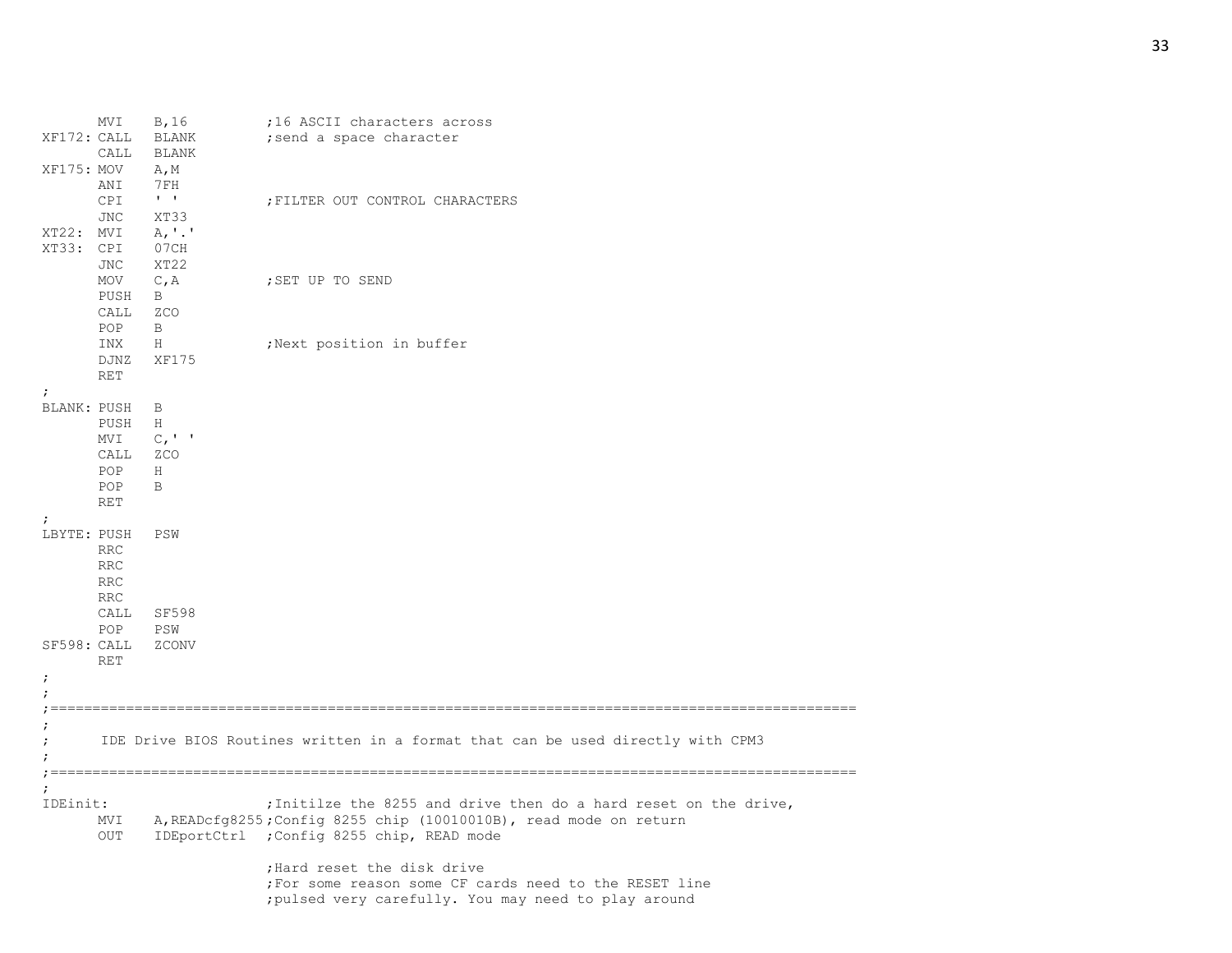```
        MVI    B,16          ;16 ASCII characters across
XF172: CALL   BLANK         ;send a space character
        CALL   BLANK
XF175: MOV    A,M
        ANI    7FH
        CPI    ' '           ;FILTER OUT CONTROL CHARACTERS
        JNC    XT33
XT22:  MVI    A,'.'
XT33:  CPI    07CH
        JNC    XT22
        MOV    C,A           ;SET UP TO SEND
        PUSH   B
        CALL   ZCO
        POP    B
        INX    H             ;Next position in buffer
        DJNZ   XF175
        RET
;
BLANK: PUSH   B
        PUSH   H
        MVI    C,' '
        CALL   ZCO
        POP    H
        POP    B
        RET
;
LBYTE: PUSH   PSW
        RRC
        RRC
        RRC
        RRC
        CALL   SF598
        POP    PSW
SF598: CALL   ZCONV
        RET
;
;
;================================================================================================
;
;       IDE Drive BIOS Routines written in a format that can be used directly with CPM3
;
;================================================================================================
;
IDEinit:                     ;Initilze the 8255 and drive then do a hard reset on the drive,
        MVI    A,READcfg8255 ;Config 8255 chip (10010010B), read mode on return
        OUT    IDEportCtrl   ;Config 8255 chip, READ mode

                             ;Hard reset the disk drive
                             ;For some reason some CF cards need to the RESET line
                             ;pulsed very carefully. You may need to play around
```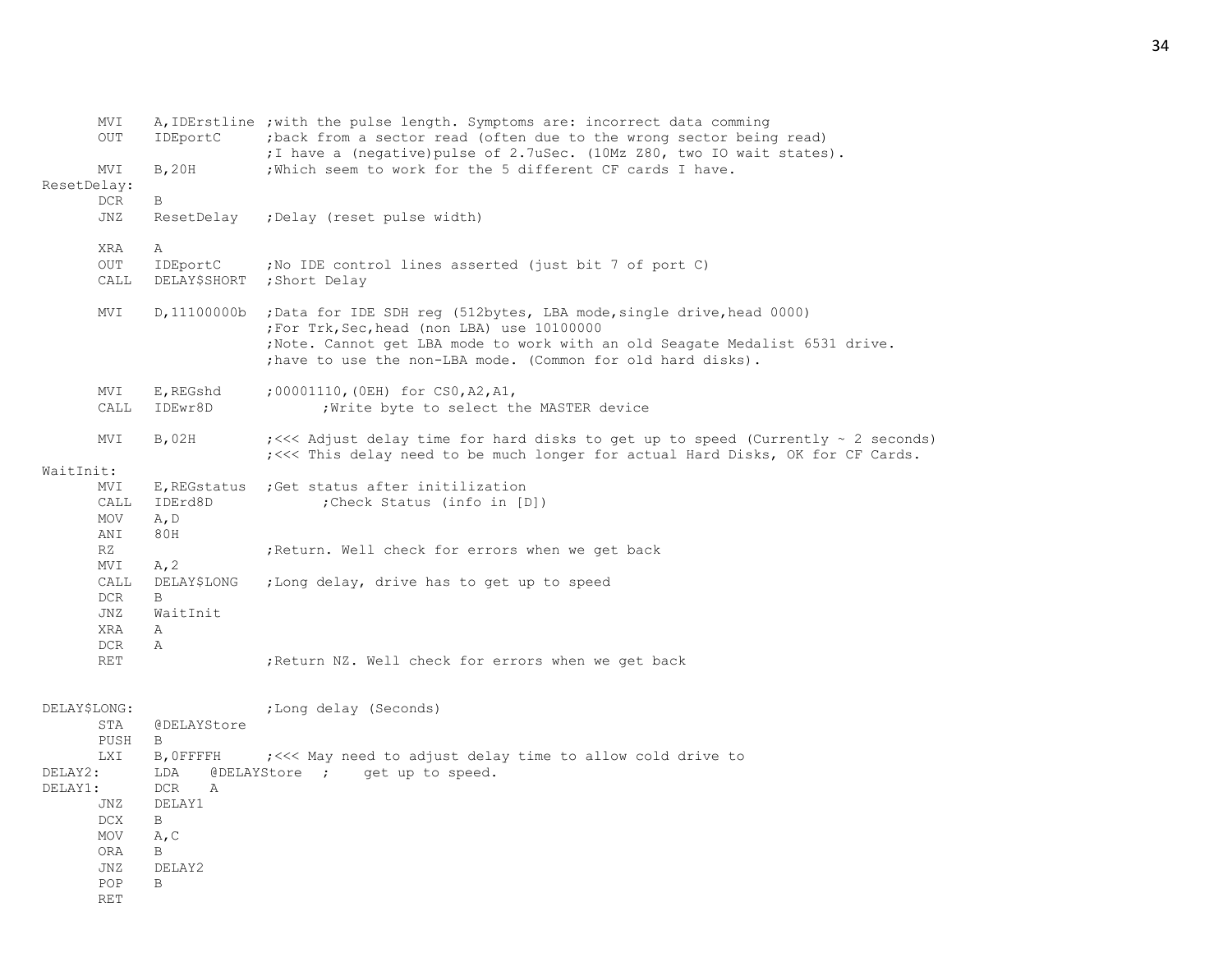```
        MVI     A,IDErstline ;with the pulse length. Symptoms are: incorrect data comming
        OUT     IDEportC     ;back from a sector read (often due to the wrong sector being read)
                             ;I have a (negative)pulse of 2.7uSec. (10Mz Z80, two IO wait states).
        MVI     B,20H        ;Which seem to work for the 5 different CF cards I have.
ResetDelay:
        DCR     B
        JNZ     ResetDelay   ;Delay (reset pulse width)

        XRA     A
        OUT     IDEportC     ;No IDE control lines asserted (just bit 7 of port C)
        CALL    DELAY$SHORT  ;Short Delay

        MVI     D,11100000b  ;Data for IDE SDH reg (512bytes, LBA mode,single drive,head 0000)
                             ;For Trk,Sec,head (non LBA) use 10100000
                             ;Note. Cannot get LBA mode to work with an old Seagate Medalist 6531 drive.
                             ;have to use the non-LBA mode. (Common for old hard disks).

        MVI     E,REGshd     ;00001110,(0EH) for CS0,A2,A1,
        CALL    IDEwr8D              ;Write byte to select the MASTER device

        MVI     B,02H        ;<<< Adjust delay time for hard disks to get up to speed (Currently ~ 2 seconds)
                             ;<<< This delay need to be much longer for actual Hard Disks, OK for CF Cards.
WaitInit:
        MVI     E,REGstatus  ;Get status after initilization
        CALL    IDErd8D              ;Check Status (info in [D])
        MOV     A,D
        ANI     80H
        RZ                   ;Return. Well check for errors when we get back
        MVI     A,2
        CALL    DELAY$LONG   ;Long delay, drive has to get up to speed
        DCR     B
        JNZ     WaitInit
        XRA     A
        DCR     A
        RET                  ;Return NZ. Well check for errors when we get back


DELAY$LONG:                  ;Long delay (Seconds)
        STA     @DELAYStore
        PUSH    B
        LXI     B,0FFFFH     ;<<< May need to adjust delay time to allow cold drive to
DELAY2:         LDA     @DELAYStore  ;     get up to speed.
DELAY1:         DCR     A
        JNZ     DELAY1
        DCX     B
        MOV     A,C
        ORA     B
        JNZ     DELAY2
        POP     B
        RET
```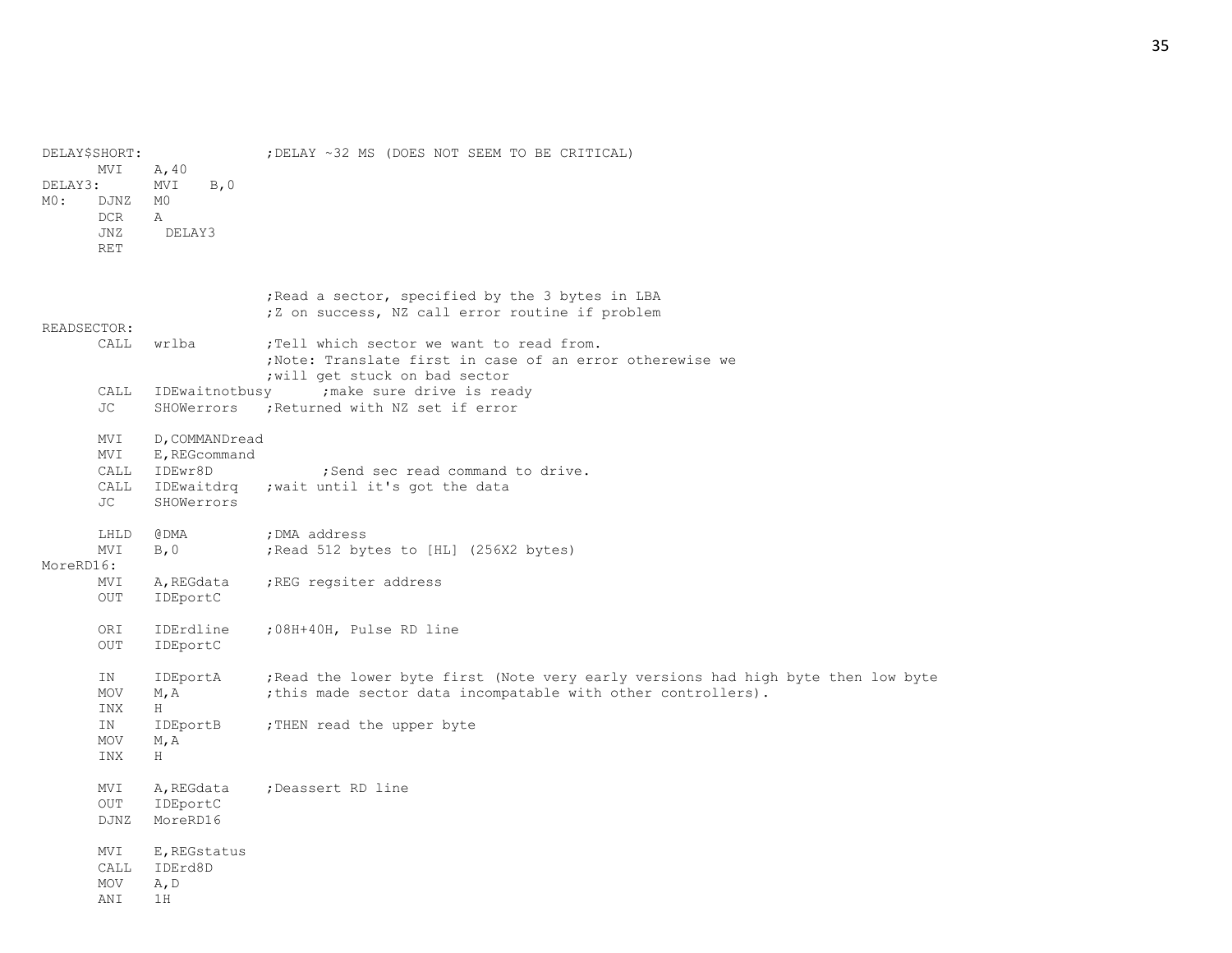```
DELAY$SHORT:                 ;DELAY ~32 MS (DOES NOT SEEM TO BE CRITICAL)
        MVI     A,40
DELAY3:         MVI     B,0
M0:     DJNZ    M0
        DCR     A
        JNZ      DELAY3
        RET


                             ;Read a sector, specified by the 3 bytes in LBA
                             ;Z on success, NZ call error routine if problem
READSECTOR:
        CALL    wrlba         ;Tell which sector we want to read from.
                             ;Note: Translate first in case of an error otherwise we
                             ;will get stuck on bad sector
        CALL    IDEwaitnotbusy      ;make sure drive is ready
        JC      SHOWerrors    ;Returned with NZ set if error

        MVI     D,COMMANDread
        MVI     E,REGcommand
        CALL    IDEwr8D              ;Send sec read command to drive.
        CALL    IDEwaitdrq    ;wait until it's got the data
        JC      SHOWerrors

        LHLD    @DMA          ;DMA address
        MVI     B,0           ;Read 512 bytes to [HL] (256X2 bytes)
MoreRD16:
        MVI     A,REGdata     ;REG regsiter address
        OUT     IDEportC

        ORI     IDErdline     ;08H+40H, Pulse RD line
        OUT     IDEportC

        IN      IDEportA      ;Read the lower byte first (Note very early versions had high byte then low byte
        MOV     M,A           ;this made sector data incompatable with other controllers).
        INX     H
        IN      IDEportB      ;THEN read the upper byte
        MOV     M,A
        INX     H

        MVI     A,REGdata     ;Deassert RD line
        OUT     IDEportC
        DJNZ    MoreRD16

        MVI     E,REGstatus
        CALL    IDErd8D
        MOV     A,D
        ANI     1H
```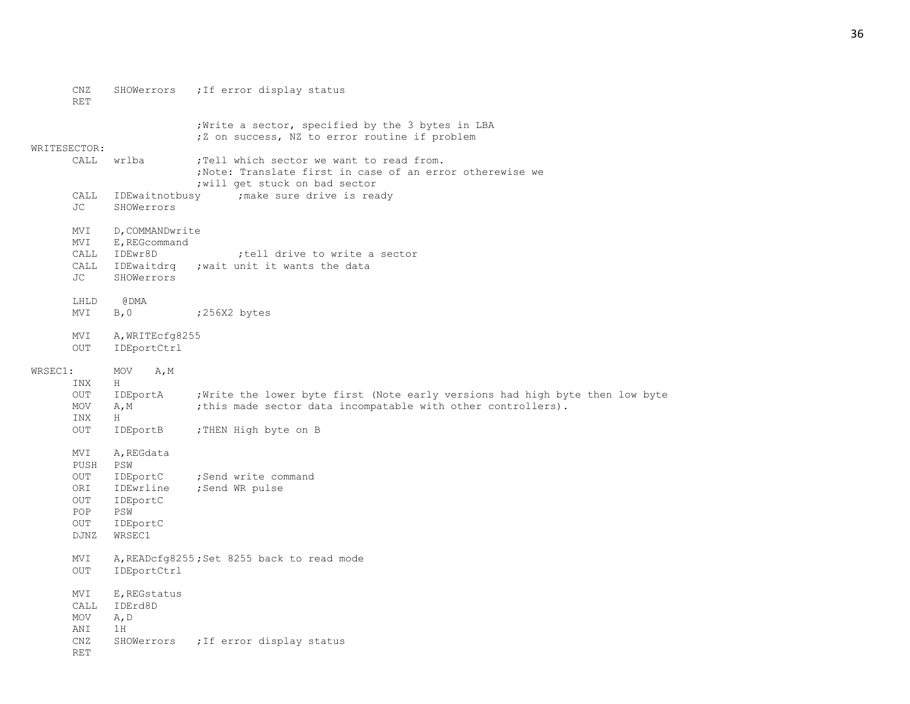```
        CNZ    SHOWerrors   ;If error display status
        RET

                            ;Write a sector, specified by the 3 bytes in LBA
                            ;Z on success, NZ to error routine if problem
WRITESECTOR:
        CALL   wrlba        ;Tell which sector we want to read from.
                            ;Note: Translate first in case of an error otherewise we
                            ;will get stuck on bad sector
        CALL   IDEwaitnotbusy      ;make sure drive is ready
        JC     SHOWerrors

        MVI    D,COMMANDwrite
        MVI    E,REGcommand
        CALL   IDEwr8D              ;tell drive to write a sector
        CALL   IDEwaitdrq   ;wait unit it wants the data
        JC     SHOWerrors

        LHLD    @DMA
        MVI    B,0          ;256X2 bytes

        MVI    A,WRITEcfg8255
        OUT    IDEportCtrl

WRSEC1:        MOV    A,M
        INX    H
        OUT    IDEportA     ;Write the lower byte first (Note early versions had high byte then low byte
        MOV    A,M          ;this made sector data incompatable with other controllers).
        INX    H
        OUT    IDEportB     ;THEN High byte on B

        MVI    A,REGdata
        PUSH   PSW
        OUT    IDEportC     ;Send write command
        ORI    IDEwrline    ;Send WR pulse
        OUT    IDEportC
        POP    PSW
        OUT    IDEportC
        DJNZ   WRSEC1

        MVI    A,READcfg8255;Set 8255 back to read mode
        OUT    IDEportCtrl

        MVI    E,REGstatus
        CALL   IDErd8D
        MOV    A,D
        ANI    1H
        CNZ    SHOWerrors   ;If error display status
        RET
```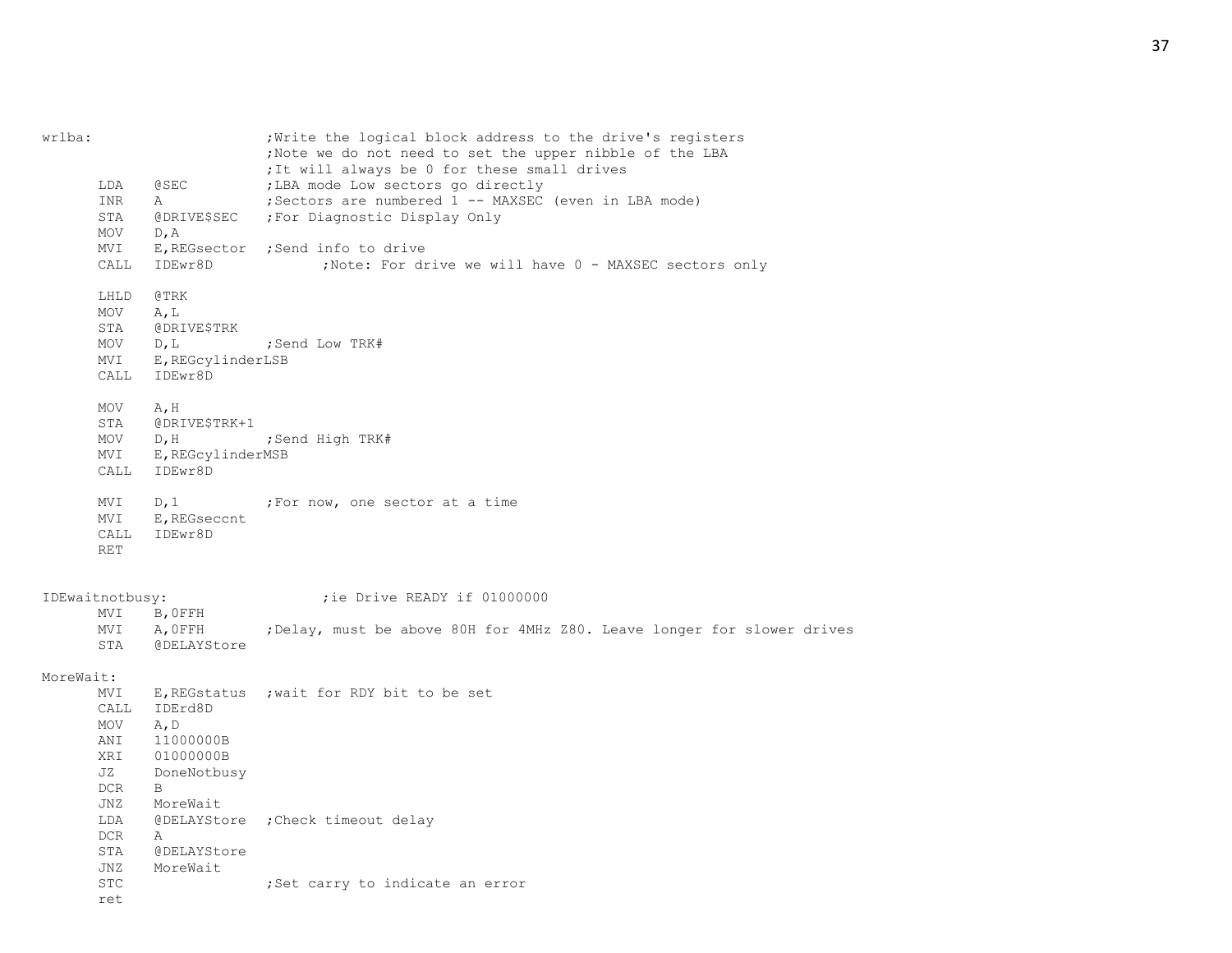```
wrlba:                  ;Write the logical block address to the drive's registers
                        ;Note we do not need to set the upper nibble of the LBA
                        ;It will always be 0 for these small drives
      LDA   @SEC          ;LBA mode Low sectors go directly
      INR   A             ;Sectors are numbered 1 -- MAXSEC (even in LBA mode)
      STA   @DRIVE$SEC    ;For Diagnostic Display Only
      MOV   D,A
      MVI   E,REGsector   ;Send info to drive
      CALL  IDEwr8D               ;Note: For drive we will have 0 - MAXSEC sectors only

      LHLD  @TRK
      MOV   A,L
      STA   @DRIVE$TRK
      MOV   D,L           ;Send Low TRK#
      MVI   E,REGcylinderLSB
      CALL  IDEwr8D

      MOV   A,H
      STA   @DRIVE$TRK+1
      MOV   D,H           ;Send High TRK#
      MVI   E,REGcylinderMSB
      CALL  IDEwr8D

      MVI   D,1           ;For now, one sector at a time
      MVI   E,REGseccnt
      CALL  IDEwr8D
      RET


IDEwaitnotbusy:                 ;ie Drive READY if 01000000
      MVI   B,0FFH
      MVI   A,0FFH        ;Delay, must be above 80H for 4MHz Z80. Leave longer for slower drives
      STA   @DELAYStore

MoreWait:
      MVI   E,REGstatus   ;wait for RDY bit to be set
      CALL  IDErd8D
      MOV   A,D
      ANI   11000000B
      XRI   01000000B
      JZ    DoneNotbusy
      DCR   B
      JNZ   MoreWait
      LDA   @DELAYStore   ;Check timeout delay
      DCR   A
      STA   @DELAYStore
      JNZ   MoreWait
      STC                 ;Set carry to indicate an error
      ret
```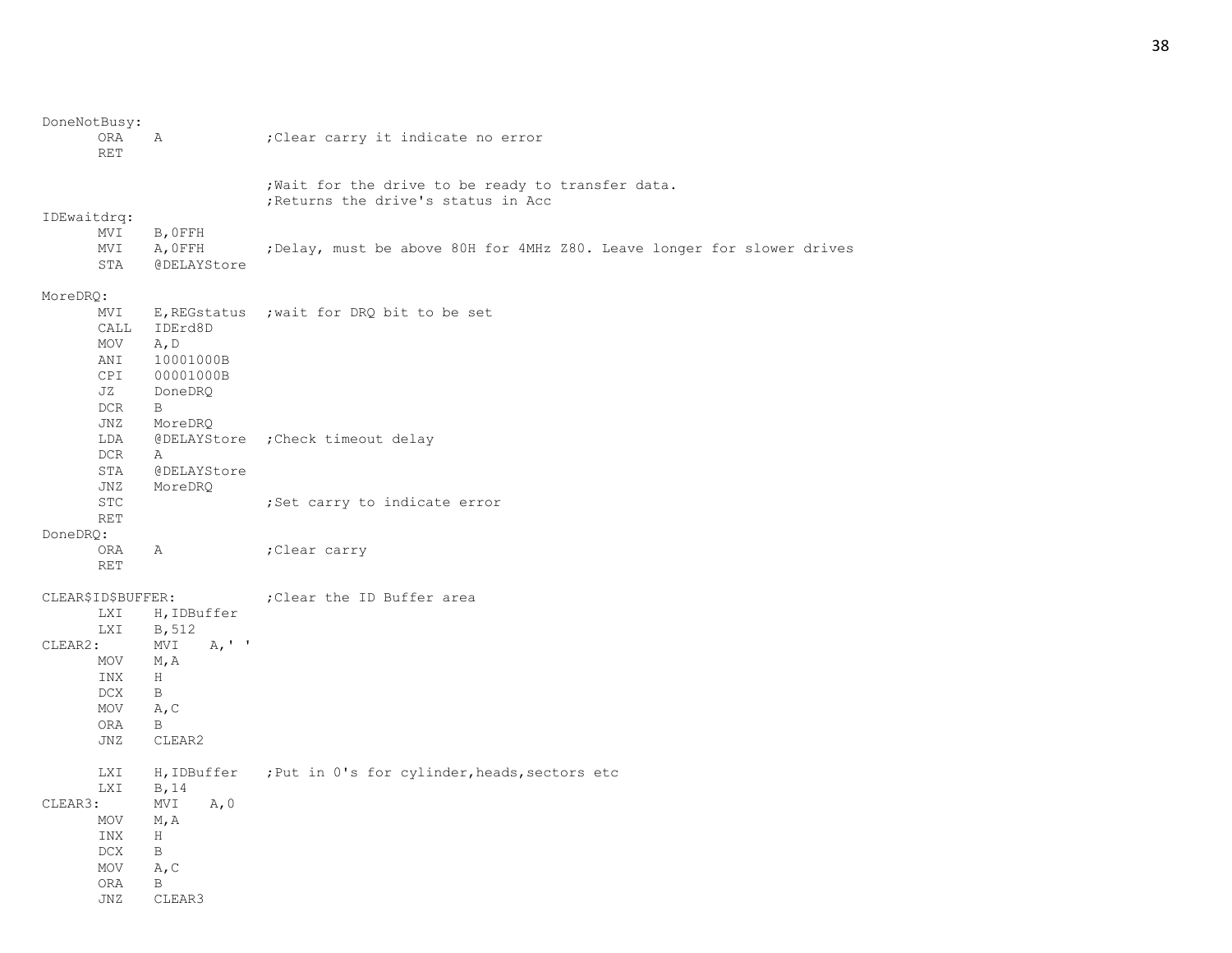```
DoneNotBusy:
        ORA    A              ;Clear carry it indicate no error
        RET

                              ;Wait for the drive to be ready to transfer data.
                              ;Returns the drive's status in Acc
IDEwaitdrq:
        MVI    B,0FFH
        MVI    A,0FFH         ;Delay, must be above 80H for 4MHz Z80. Leave longer for slower drives
        STA    @DELAYStore

MoreDRQ:
        MVI    E,REGstatus    ;wait for DRQ bit to be set
        CALL   IDErd8D
        MOV    A,D
        ANI    10001000B
        CPI    00001000B
        JZ     DoneDRQ
        DCR    B
        JNZ    MoreDRQ
        LDA    @DELAYStore    ;Check timeout delay
        DCR    A
        STA    @DELAYStore
        JNZ    MoreDRQ
        STC                   ;Set carry to indicate error
        RET
DoneDRQ:
        ORA    A              ;Clear carry
        RET

CLEAR$ID$BUFFER:              ;Clear the ID Buffer area
        LXI    H,IDBuffer
        LXI    B,512
CLEAR2:        MVI    A,' '
        MOV    M,A
        INX    H
        DCX    B
        MOV    A,C
        ORA    B
        JNZ    CLEAR2

        LXI    H,IDBuffer     ;Put in 0's for cylinder,heads,sectors etc
        LXI    B,14
CLEAR3:        MVI    A,0
        MOV    M,A
        INX    H
        DCX    B
        MOV    A,C
        ORA    B
        JNZ    CLEAR3
```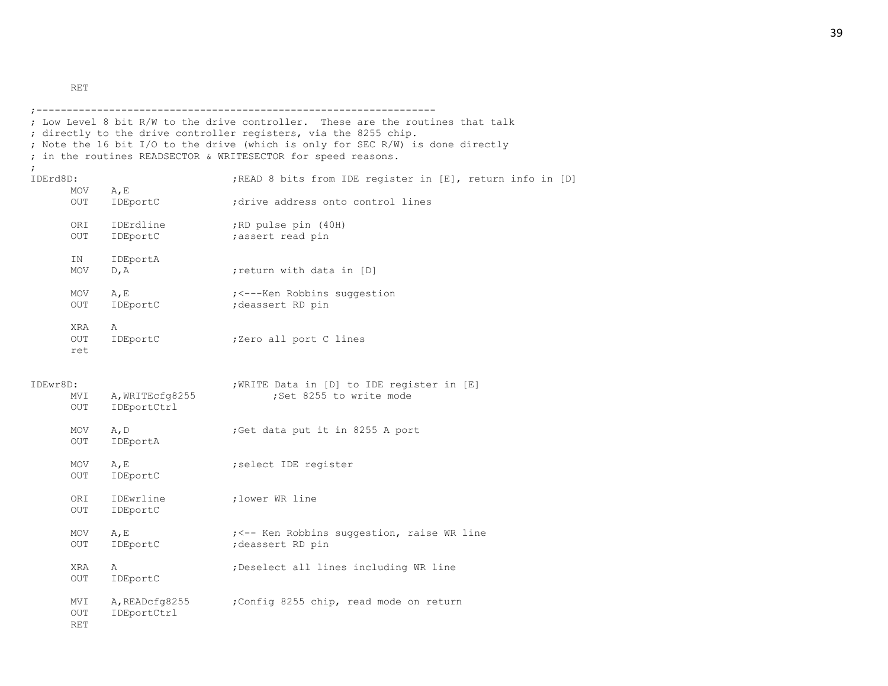```
        RET

;-----------------------------------------------------------------
; Low Level 8 bit R/W to the drive controller.  These are the routines that talk
; directly to the drive controller registers, via the 8255 chip.
; Note the 16 bit I/O to the drive (which is only for SEC R/W) is done directly
; in the routines READSECTOR & WRITESECTOR for speed reasons.
;
IDErd8D:                        ;READ 8 bits from IDE register in [E], return info in [D]
        MOV     A,E
        OUT     IDEportC        ;drive address onto control lines

        ORI     IDErdline       ;RD pulse pin (40H)
        OUT     IDEportC        ;assert read pin

        IN      IDEportA
        MOV     D,A             ;return with data in [D]

        MOV     A,E             ;<---Ken Robbins suggestion
        OUT     IDEportC        ;deassert RD pin

        XRA     A
        OUT     IDEportC        ;Zero all port C lines
        ret


IDEwr8D:                        ;WRITE Data in [D] to IDE register in [E]
        MVI     A,WRITEcfg8255          ;Set 8255 to write mode
        OUT     IDEportCtrl

        MOV     A,D             ;Get data put it in 8255 A port
        OUT     IDEportA

        MOV     A,E             ;select IDE register
        OUT     IDEportC

        ORI     IDEwrline       ;lower WR line
        OUT     IDEportC

        MOV     A,E             ;<-- Ken Robbins suggestion, raise WR line
        OUT     IDEportC        ;deassert RD pin

        XRA     A               ;Deselect all lines including WR line
        OUT     IDEportC

        MVI     A,READcfg8255   ;Config 8255 chip, read mode on return
        OUT     IDEportCtrl
        RET
```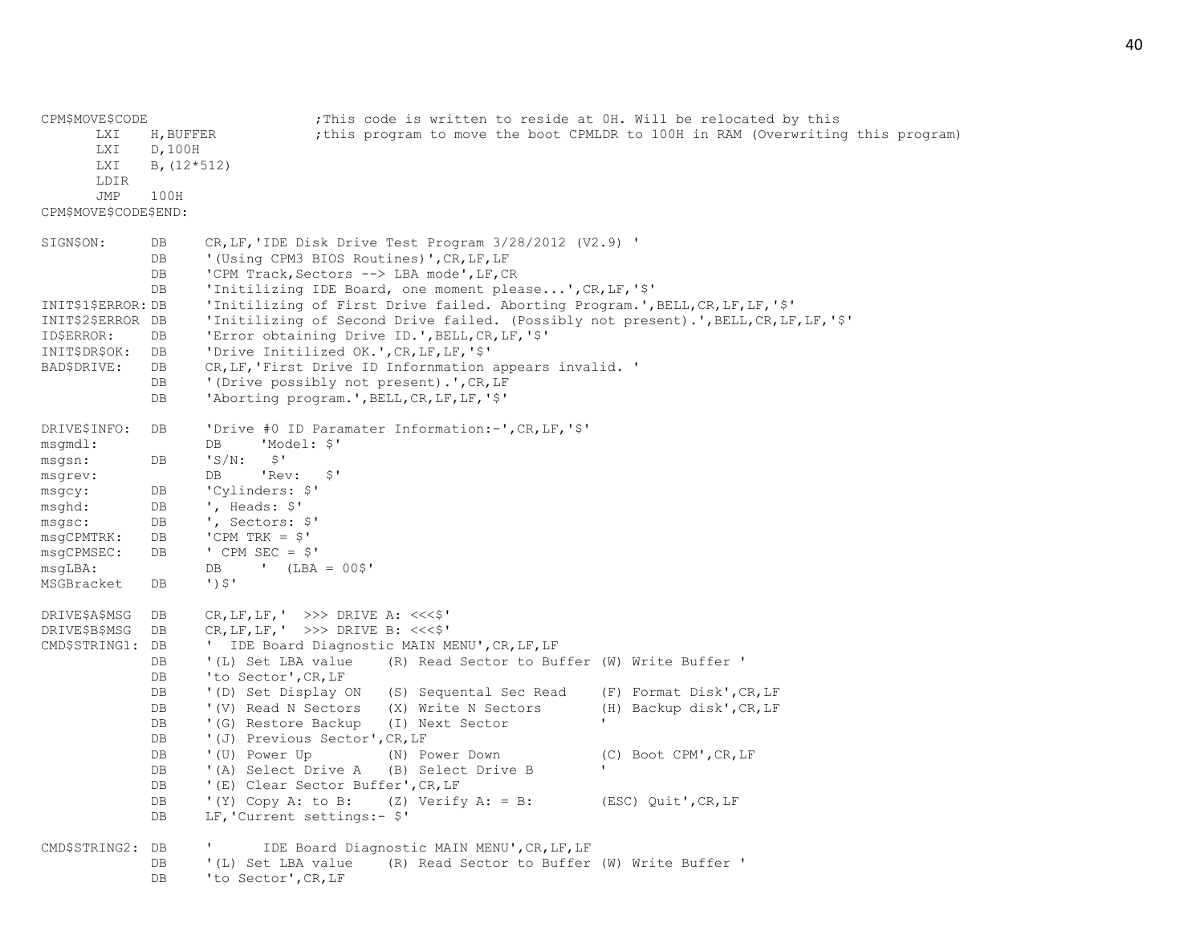```
CPM$MOVE$CODE                   ;This code is written to reside at 0H. Will be relocated by this
        LXI     H,BUFFER        ;this program to move the boot CPMLDR to 100H in RAM (Overwriting this program)
        LXI     D,100H
        LXI     B,(12*512)
        LDIR
        JMP     100H
CPM$MOVE$CODE$END:

SIGN$ON:        DB      CR,LF,'IDE Disk Drive Test Program 3/28/2012 (V2.9) '
                DB      '(Using CPM3 BIOS Routines)',CR,LF,LF
                DB      'CPM Track,Sectors --> LBA mode',LF,CR
                DB      'Initilizing IDE Board, one moment please...',CR,LF,'$'
INIT$1$ERROR:   DB      'Initilizing of First Drive failed. Aborting Program.',BELL,CR,LF,LF,'$'
INIT$2$ERROR    DB      'Initilizing of Second Drive failed. (Possibly not present).',BELL,CR,LF,LF,'$'
ID$ERROR:       DB      'Error obtaining Drive ID.',BELL,CR,LF,'$'
INIT$DR$OK:     DB      'Drive Initilized OK.',CR,LF,LF,'$'
BAD$DRIVE:      DB      CR,LF,'First Drive ID Infornmation appears invalid. '
                DB      '(Drive possibly not present).',CR,LF
                DB      'Aborting program.',BELL,CR,LF,LF,'$'

DRIVE$INFO:     DB      'Drive #0 ID Paramater Information:-',CR,LF,'$'
msgmdl:                 DB      'Model: $'
msgsn:          DB      'S/N:   $'
msgrev:                 DB      'Rev:   $'
msgcy:          DB      'Cylinders: $'
msghd:          DB      ', Heads: $'
msgsc:          DB      ', Sectors: $'
msgCPMTRK:      DB      'CPM TRK = $'
msgCPMSEC:      DB      ' CPM SEC = $'
msgLBA:                 DB      '  (LBA = 00$'
MSGBracket      DB      ')$'

DRIVE$A$MSG     DB      CR,LF,LF,'  >>> DRIVE A: <<<$'
DRIVE$B$MSG     DB      CR,LF,LF,'  >>> DRIVE B: <<<$'
CMD$STRING1:    DB      '  IDE Board Diagnostic MAIN MENU',CR,LF,LF
                DB      '(L) Set LBA value    (R) Read Sector to Buffer (W) Write Buffer '
                DB      'to Sector',CR,LF
                DB      '(D) Set Display ON   (S) Sequental Sec Read    (F) Format Disk',CR,LF
                DB      '(V) Read N Sectors   (X) Write N Sectors       (H) Backup disk',CR,LF
                DB      '(G) Restore Backup   (I) Next Sector           '
                DB      '(J) Previous Sector',CR,LF
                DB      '(U) Power Up         (N) Power Down            (C) Boot CPM',CR,LF
                DB      '(A) Select Drive A   (B) Select Drive B        '
                DB      '(E) Clear Sector Buffer',CR,LF
                DB      '(Y) Copy A: to B:    (Z) Verify A: = B:        (ESC) Quit',CR,LF
                DB      LF,'Current settings:- $'

CMD$STRING2:    DB      '       IDE Board Diagnostic MAIN MENU',CR,LF,LF
                DB      '(L) Set LBA value    (R) Read Sector to Buffer (W) Write Buffer '
                DB      'to Sector',CR,LF
```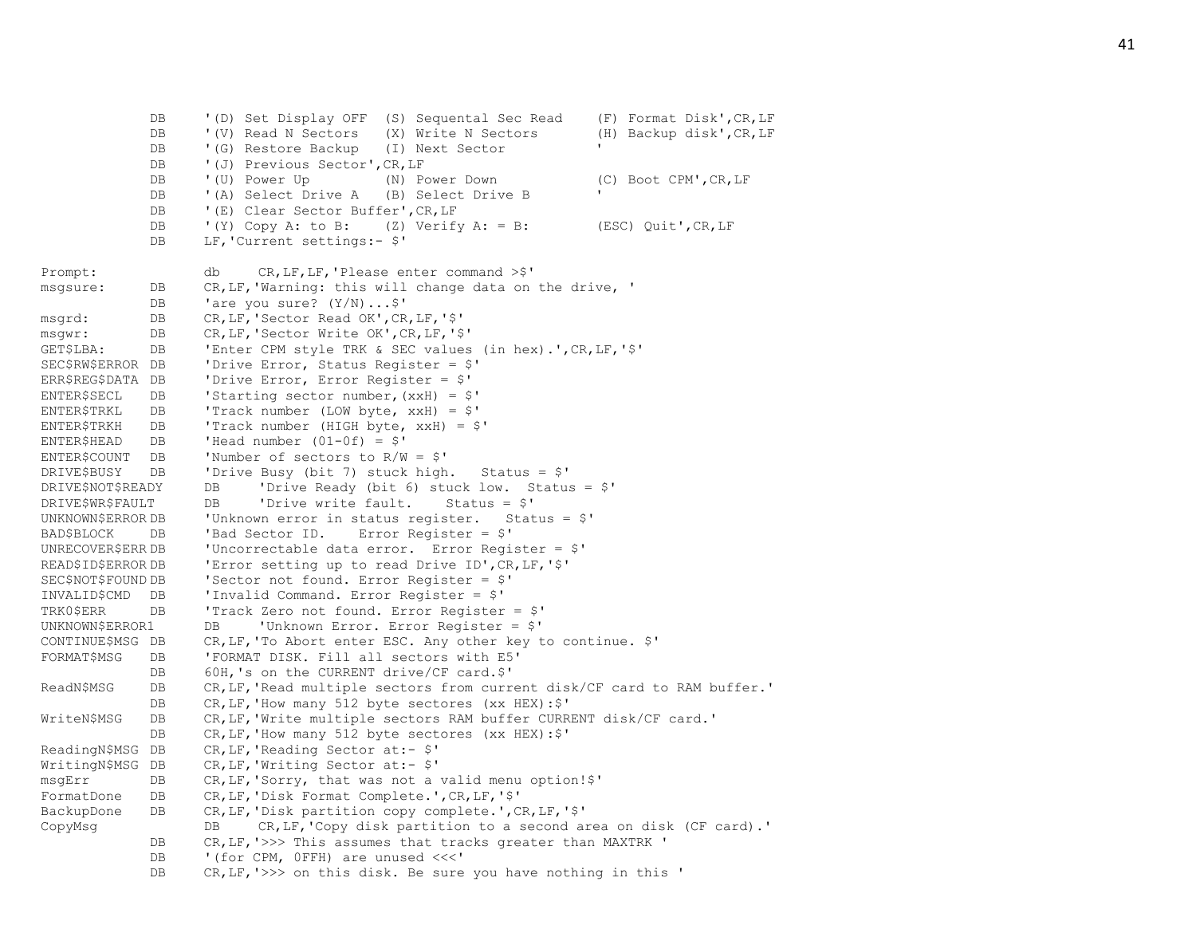```
                DB      '(D) Set Display OFF  (S) Sequental Sec Read    (F) Format Disk',CR,LF
                DB      '(V) Read N Sectors   (X) Write N Sectors       (H) Backup disk',CR,LF
                DB      '(G) Restore Backup   (I) Next Sector           '
                DB      '(J) Previous Sector',CR,LF
                DB      '(U) Power Up         (N) Power Down            (C) Boot CPM',CR,LF
                DB      '(A) Select Drive A   (B) Select Drive B        '
                DB      '(E) Clear Sector Buffer',CR,LF
                DB      '(Y) Copy A: to B:    (Z) Verify A: = B:        (ESC) Quit',CR,LF
                DB      LF,'Current settings:- $'

Prompt:                 db      CR,LF,LF,'Please enter command >$'
msgsure:        DB      CR,LF,'Warning: this will change data on the drive, '
                DB      'are you sure? (Y/N)...$'
msgrd:          DB      CR,LF,'Sector Read OK',CR,LF,'$'
msgwr:          DB      CR,LF,'Sector Write OK',CR,LF,'$'
GET$LBA:        DB      'Enter CPM style TRK & SEC values (in hex).',CR,LF,'$'
SEC$RW$ERROR    DB      'Drive Error, Status Register = $'
ERR$REG$DATA    DB      'Drive Error, Error Register = $'
ENTER$SECL      DB      'Starting sector number,(xxH) = $'
ENTER$TRKL      DB      'Track number (LOW byte, xxH) = $'
ENTER$TRKH      DB      'Track number (HIGH byte, xxH) = $'
ENTER$HEAD      DB      'Head number (01-0f) = $'
ENTER$COUNT     DB      'Number of sectors to R/W = $'
DRIVE$BUSY      DB      'Drive Busy (bit 7) stuck high.   Status = $'
DRIVE$NOT$READY         DB      'Drive Ready (bit 6) stuck low.  Status = $'
DRIVE$WR$FAULT          DB      'Drive write fault.    Status = $'
UNKNOWN$ERROR   DB      'Unknown error in status register.   Status = $'
BAD$BLOCK       DB      'Bad Sector ID.    Error Register = $'
UNRECOVER$ERR   DB      'Uncorrectable data error.  Error Register = $'
READ$ID$ERROR   DB      'Error setting up to read Drive ID',CR,LF,'$'
SEC$NOT$FOUND   DB      'Sector not found. Error Register = $'
INVALID$CMD     DB      'Invalid Command. Error Register = $'
TRK0$ERR        DB      'Track Zero not found. Error Register = $'
UNKNOWN$ERROR1          DB      'Unknown Error. Error Register = $'
CONTINUE$MSG    DB      CR,LF,'To Abort enter ESC. Any other key to continue. $'
FORMAT$MSG      DB      'FORMAT DISK. Fill all sectors with E5'
                DB      60H,'s on the CURRENT drive/CF card.$'
ReadN$MSG       DB      CR,LF,'Read multiple sectors from current disk/CF card to RAM buffer.'
                DB      CR,LF,'How many 512 byte sectores (xx HEX):$'
WriteN$MSG      DB      CR,LF,'Write multiple sectors RAM buffer CURRENT disk/CF card.'
                DB      CR,LF,'How many 512 byte sectores (xx HEX):$'
ReadingN$MSG    DB      CR,LF,'Reading Sector at:- $'
WritingN$MSG    DB      CR,LF,'Writing Sector at:- $'
msgErr          DB      CR,LF,'Sorry, that was not a valid menu option!$'
FormatDone      DB      CR,LF,'Disk Format Complete.',CR,LF,'$'
BackupDone      DB      CR,LF,'Disk partition copy complete.',CR,LF,'$'
CopyMsg                 DB      CR,LF,'Copy disk partition to a second area on disk (CF card).'
                DB      CR,LF,'>>> This assumes that tracks greater than MAXTRK '
                DB      '(for CPM, 0FFH) are unused <<<'
                DB      CR,LF,'>>> on this disk. Be sure you have nothing in this '
```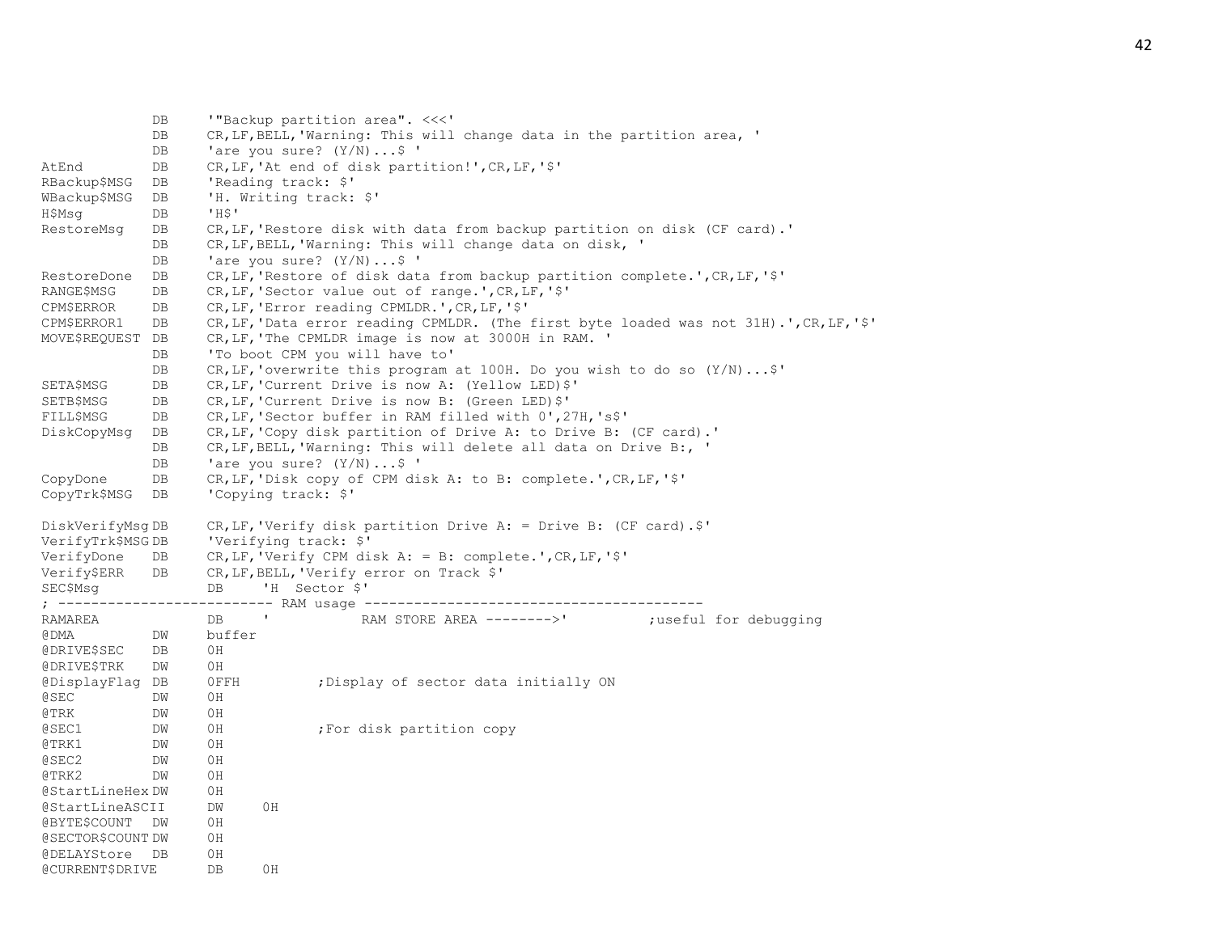```
            DB     '"Backup partition area". <<<'
            DB     CR,LF,BELL,'Warning: This will change data in the partition area, '
            DB     'are you sure? (Y/N)...$ '
AtEnd       DB     CR,LF,'At end of disk partition!',CR,LF,'$'
RBackup$MSG DB     'Reading track: $'
WBackup$MSG DB     'H. Writing track: $'
H$Msg       DB     'H$'
RestoreMsg  DB     CR,LF,'Restore disk with data from backup partition on disk (CF card).'
            DB     CR,LF,BELL,'Warning: This will change data on disk, '
            DB     'are you sure? (Y/N)...$ '
RestoreDone DB     CR,LF,'Restore of disk data from backup partition complete.',CR,LF,'$'
RANGE$MSG   DB     CR,LF,'Sector value out of range.',CR,LF,'$'
CPM$ERROR   DB     CR,LF,'Error reading CPMLDR.',CR,LF,'$'
CPM$ERROR1  DB     CR,LF,'Data error reading CPMLDR. (The first byte loaded was not 31H).',CR,LF,'$'
MOVE$REQUEST DB    CR,LF,'The CPMLDR image is now at 3000H in RAM. '
            DB     'To boot CPM you will have to'
            DB     CR,LF,'overwrite this program at 100H. Do you wish to do so (Y/N)...$'
SETA$MSG    DB     CR,LF,'Current Drive is now A: (Yellow LED)$'
SETB$MSG    DB     CR,LF,'Current Drive is now B: (Green LED)$'
FILL$MSG    DB     CR,LF,'Sector buffer in RAM filled with 0',27H,'s$'
DiskCopyMsg DB     CR,LF,'Copy disk partition of Drive A: to Drive B: (CF card).'
            DB     CR,LF,BELL,'Warning: This will delete all data on Drive B:, '
            DB     'are you sure? (Y/N)...$ '
CopyDone    DB     CR,LF,'Disk copy of CPM disk A: to B: complete.',CR,LF,'$'
CopyTrk$MSG DB     'Copying track: $'

DiskVerifyMsg DB   CR,LF,'Verify disk partition Drive A: = Drive B: (CF card).$'
VerifyTrk$MSG DB   'Verifying track: $'
VerifyDone  DB     CR,LF,'Verify CPM disk A: = B: complete.',CR,LF,'$'
Verify$ERR  DB     CR,LF,BELL,'Verify error on Track $'
SEC$Msg            DB     'H  Sector $'
; -------------------------- RAM usage -----------------------------------------
RAMAREA            DB     '           RAM STORE AREA -------->'          ;useful for debugging
@DMA        DW     buffer
@DRIVE$SEC  DB     0H
@DRIVE$TRK  DW     0H
@DisplayFlag DB    0FFH          ;Display of sector data initially ON
@SEC        DW     0H
@TRK        DW     0H
@SEC1       DW     0H            ;For disk partition copy
@TRK1       DW     0H
@SEC2       DW     0H
@TRK2       DW     0H
@StartLineHex DW   0H
@StartLineASCII    DW     0H
@BYTE$COUNT  DW    0H
@SECTOR$COUNT DW   0H
@DELAYStore  DB    0H
@CURRENT$DRIVE     DB     0H
```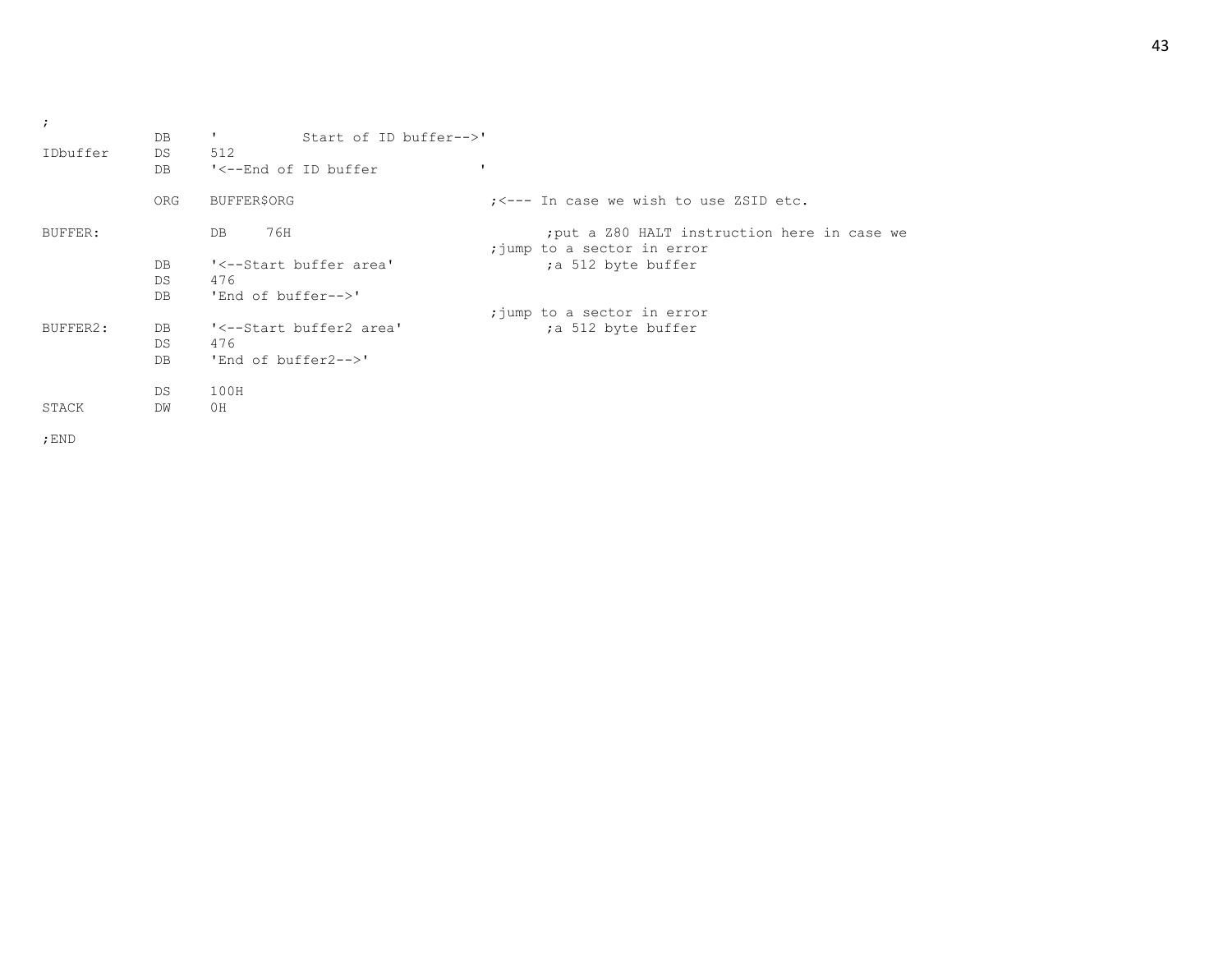```
;
            DB     '          Start of ID buffer-->'
IDbuffer    DS     512
            DB     '<--End of ID buffer            '

            ORG    BUFFER$ORG                       ;<--- In case we wish to use ZSID etc.

BUFFER:            DB     76H                              ;put a Z80 HALT instruction here in case we
                                                    ;jump to a sector in error
            DB     '<--Start buffer area'                  ;a 512 byte buffer
            DS     476
            DB     'End of buffer-->'
                                                    ;jump to a sector in error
BUFFER2:    DB     '<--Start buffer2 area'                 ;a 512 byte buffer
            DS     476
            DB     'End of buffer2-->'

            DS     100H
STACK       DW     0H

;END
```